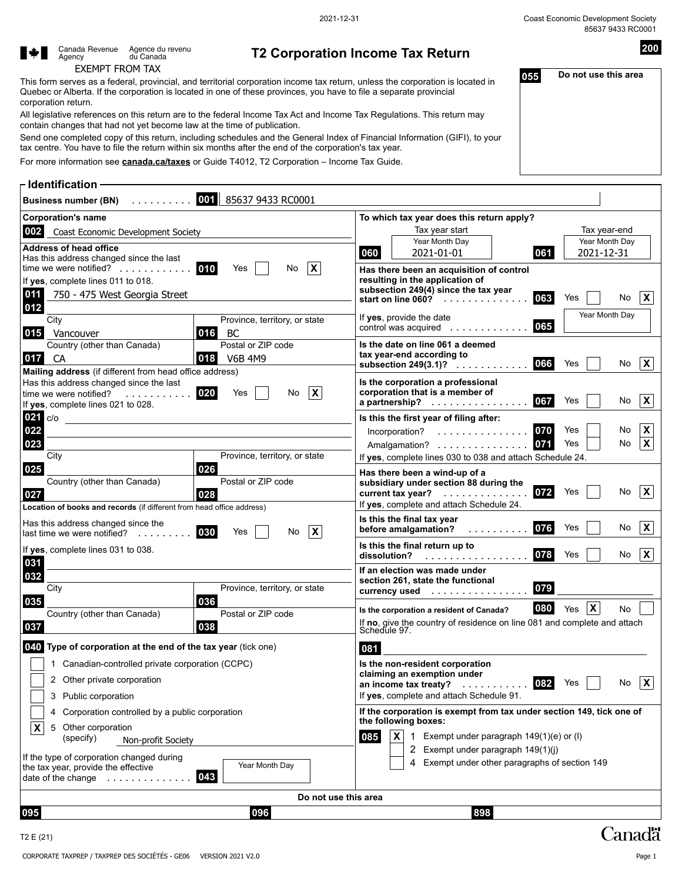Canada Revenue Agency / Agence du revenu du Canada

# T2 Corporation Income Tax Return

**200**

EXEMPT FROM TAX

**055** Do not use this area

This form serves as a federal, provincial, and territorial corporation income tax return, unless the corporation is located in Quebec or Alberta. If the corporation is located in one of these provinces, you have to file a separate provincial corporation return.

All legislative references on this return are to the federal Income Tax Act and Income Tax Regulations. This return may contain changes that had not yet become law at the time of publication.

Send one completed copy of this return, including schedules and the General Index of Financial Information (GIFI), to your tax centre. You have to file the return within six months after the end of the corporation's tax year.

For more information see **canada.ca/taxes** or Guide T4012, T2 Corporation – Income Tax Guide.

## Identification

**Business number (BN)** . . . . . . . . . . **001** 85637 9433 RC0001

**Corporation's name**

**002** Coast Economic Development Society

**Address of head office**

Has this address changed since the last time we were notified? . . . . . . . . . . . . **010** Yes [ ] No [X]

If **yes**, complete lines 011 to 018.

**011** 750 - 475 West Georgia Street

**012**

| City | Province, territory, or state |
|---|---|
| **015** Vancouver | **016** BC |
| Country (other than Canada) | Postal or ZIP code |
| **017** CA | **018** V6B 4M9 |

**Mailing address** (if different from head office address)

Has this address changed since the last time we were notified? . . . . . . . . . . **020** Yes [ ] No [X]

If **yes**, complete lines 021 to 028.

**021** c/o

**022**

**023**

| City | Province, territory, or state |
|---|---|
| **025** | **026** |
| Country (other than Canada) | Postal or ZIP code |
| **027** | **028** |

**Location of books and records** (if different from head office address)

Has this address changed since the last time we were notified? . . . . . . . . . **030** Yes [ ] No [X]

If **yes**, complete lines 031 to 038.

**031**

**032**

| City | Province, territory, or state |
|---|---|
| **035** | **036** |
| Country (other than Canada) | Postal or ZIP code |
| **037** | **038** |

**040 Type of corporation at the end of the tax year** (tick one)

- [ ] 1 Canadian-controlled private corporation (CCPC)
- [ ] 2 Other private corporation
- [ ] 3 Public corporation
- [ ] 4 Corporation controlled by a public corporation
- [X] 5 Other corporation (specify) Non-profit Society

If the type of corporation changed during the tax year, provide the effective date of the change . . . . . . . . . . . . . . **043** Year Month Day

**To which tax year does this return apply?**

| | Tax year start (Year Month Day) | | Tax year-end (Year Month Day) |
|---|---|---|---|
| **060** | 2021-01-01 | **061** | 2021-12-31 |

**Has there been an acquisition of control resulting in the application of subsection 249(4) since the tax year start on line 060?** . . . . . . . . . . . . . . **063** Yes [ ] No [X]

If **yes**, provide the date control was acquired . . . . . . . . . . . . . **065** Year Month Day

**Is the date on line 061 a deemed tax year-end according to subsection 249(3.1)?** . . . . . . . . . . . **066** Yes [ ] No [X]

**Is the corporation a professional corporation that is a member of a partnership?** . . . . . . . . . . . . . . . . **067** Yes [ ] No [X]

**Is this the first year of filing after:**

Incorporation? . . . . . . . . . . . . . . . **070** Yes [ ] No [X]

Amalgamation? . . . . . . . . . . . . . . . **071** Yes [ ] No [X]

If **yes**, complete lines 030 to 038 and attach Schedule 24.

**Has there been a wind-up of a subsidiary under section 88 during the current tax year?** . . . . . . . . . . . . . . **072** Yes [ ] No [X]

If **yes**, complete and attach Schedule 24.

**Is this the final tax year before amalgamation?** . . . . . . . . . . **076** Yes [ ] No [X]

**Is this the final return up to dissolution?** . . . . . . . . . . . . . . . . . **078** Yes [ ] No [X]

**If an election was made under section 261, state the functional currency used** . . . . . . . . . . . . . . . . **079**

**Is the corporation a resident of Canada?** **080** Yes [X] No [ ]

If **no**, give the country of residence on line 081 and complete and attach Schedule 97.

**081**

**Is the non-resident corporation claiming an exemption under an income tax treaty?** . . . . . . . . . . . **082** Yes [ ] No [X]

If **yes**, complete and attach Schedule 91.

**If the corporation is exempt from tax under section 149, tick one of the following boxes:**

**085**
- [X] 1 Exempt under paragraph 149(1)(e) or (l)
- [ ] 2 Exempt under paragraph 149(1)(j)
- [ ] 4 Exempt under other paragraphs of section 149

**Do not use this area**

**095** **096** **898**

T2 E (21)

CORPORATE TAXPREP / TAXPREP DES SOCIÉTÉS - GE06 VERSION 2021 V2.0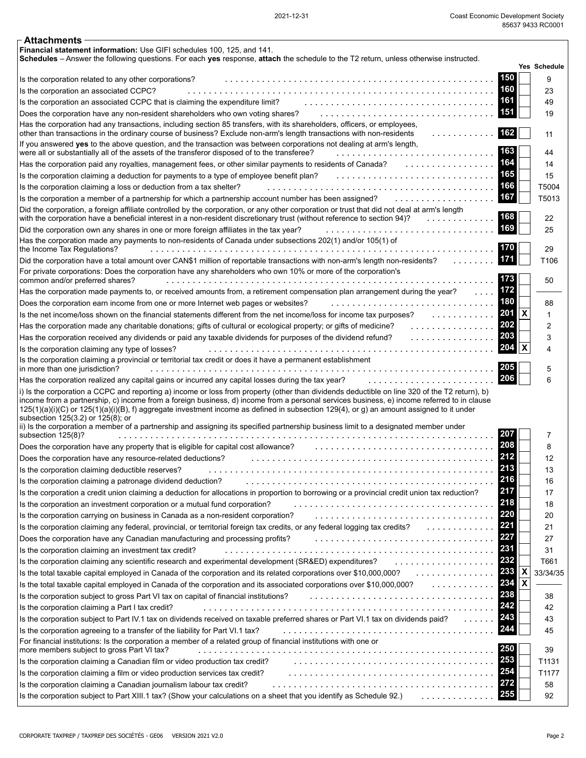## Attachments

**Financial statement information:** Use GIFI schedules 100, 125, and 141.

**Schedules** – Answer the following questions. For each **yes** response, **attach** the schedule to the T2 return, unless otherwise instructed.

| Question | Line | Yes | Schedule |
|---|---|---|---|
| Is the corporation related to any other corporations? | 150 | | 9 |
| Is the corporation an associated CCPC? | 160 | | 23 |
| Is the corporation an associated CCPC that is claiming the expenditure limit? | 161 | | 49 |
| Does the corporation have any non-resident shareholders who own voting shares? | 151 | | 19 |
| Has the corporation had any transactions, including section 85 transfers, with its shareholders, officers, or employees, other than transactions in the ordinary course of business? Exclude non-arm's length transactions with non-residents | 162 | | 11 |
| If you answered **yes** to the above question, and the transaction was between corporations not dealing at arm's length, were all or substantially all of the assets of the transferor disposed of to the transferee? | 163 | | 44 |
| Has the corporation paid any royalties, management fees, or other similar payments to residents of Canada? | 164 | | 14 |
| Is the corporation claiming a deduction for payments to a type of employee benefit plan? | 165 | | 15 |
| Is the corporation claiming a loss or deduction from a tax shelter? | 166 | | T5004 |
| Is the corporation a member of a partnership for which a partnership account number has been assigned? | 167 | | T5013 |
| Did the corporation, a foreign affiliate controlled by the corporation, or any other corporation or trust that did not deal at arm's length with the corporation have a beneficial interest in a non-resident discretionary trust (without reference to section 94)? | 168 | | 22 |
| Did the corporation own any shares in one or more foreign affiliates in the tax year? | 169 | | 25 |
| Has the corporation made any payments to non-residents of Canada under subsections 202(1) and/or 105(1) of the Income Tax Regulations? | 170 | | 29 |
| Did the corporation have a total amount over CAN$1 million of reportable transactions with non-arm's length non-residents? | 171 | | T106 |
| For private corporations: Does the corporation have any shareholders who own 10% or more of the corporation's common and/or preferred shares? | 173 | | 50 |
| Has the corporation made payments to, or received amounts from, a retirement compensation plan arrangement during the year? | 172 | | |
| Does the corporation earn income from one or more Internet web pages or websites? | 180 | | 88 |
| Is the net income/loss shown on the financial statements different from the net income/loss for income tax purposes? | 201 | X | 1 |
| Has the corporation made any charitable donations; gifts of cultural or ecological property; or gifts of medicine? | 202 | | 2 |
| Has the corporation received any dividends or paid any taxable dividends for purposes of the dividend refund? | 203 | | 3 |
| Is the corporation claiming any type of losses? | 204 | X | 4 |
| Is the corporation claiming a provincial or territorial tax credit or does it have a permanent establishment in more than one jurisdiction? | 205 | | 5 |
| Has the corporation realized any capital gains or incurred any capital losses during the tax year? | 206 | | 6 |
| i) Is the corporation a CCPC and reporting a) income or loss from property (other than dividends deductible on line 320 of the T2 return), b) income from a partnership, c) income from a foreign business, d) income from a personal services business, e) income referred to in clause 125(1)(a)(i)(C) or 125(1)(a)(i)(B), f) aggregate investment income as defined in subsection 129(4), or g) an amount assigned to it under subsection 125(3.2) or 125(8); or ii) Is the corporation a member of a partnership and assigning its specified partnership business limit to a designated member under subsection 125(8)? | 207 | | 7 |
| Does the corporation have any property that is eligible for capital cost allowance? | 208 | | 8 |
| Does the corporation have any resource-related deductions? | 212 | | 12 |
| Is the corporation claiming deductible reserves? | 213 | | 13 |
| Is the corporation claiming a patronage dividend deduction? | 216 | | 16 |
| Is the corporation a credit union claiming a deduction for allocations in proportion to borrowing or a provincial credit union tax reduction? | 217 | | 17 |
| Is the corporation an investment corporation or a mutual fund corporation? | 218 | | 18 |
| Is the corporation carrying on business in Canada as a non-resident corporation? | 220 | | 20 |
| Is the corporation claiming any federal, provincial, or territorial foreign tax credits, or any federal logging tax credits? | 221 | | 21 |
| Does the corporation have any Canadian manufacturing and processing profits? | 227 | | 27 |
| Is the corporation claiming an investment tax credit? | 231 | | 31 |
| Is the corporation claiming any scientific research and experimental development (SR&ED) expenditures? | 232 | | T661 |
| Is the total taxable capital employed in Canada of the corporation and its related corporations over $10,000,000? | 233 | X | 33/34/35 |
| Is the total taxable capital employed in Canada of the corporation and its associated corporations over $10,000,000? | 234 | X | |
| Is the corporation subject to gross Part VI tax on capital of financial institutions? | 238 | | 38 |
| Is the corporation claiming a Part I tax credit? | 242 | | 42 |
| Is the corporation subject to Part IV.1 tax on dividends received on taxable preferred shares or Part VI.1 tax on dividends paid? | 243 | | 43 |
| Is the corporation agreeing to a transfer of the liability for Part VI.1 tax? | 244 | | 45 |
| For financial institutions: Is the corporation a member of a related group of financial institutions with one or more members subject to gross Part VI tax? | 250 | | 39 |
| Is the corporation claiming a Canadian film or video production tax credit? | 253 | | T1131 |
| Is the corporation claiming a film or video production services tax credit? | 254 | | T1177 |
| Is the corporation claiming a Canadian journalism labour tax credit? | 272 | | 58 |
| Is the corporation subject to Part XIII.1 tax? (Show your calculations on a sheet that you identify as Schedule 92.) | 255 | | 92 |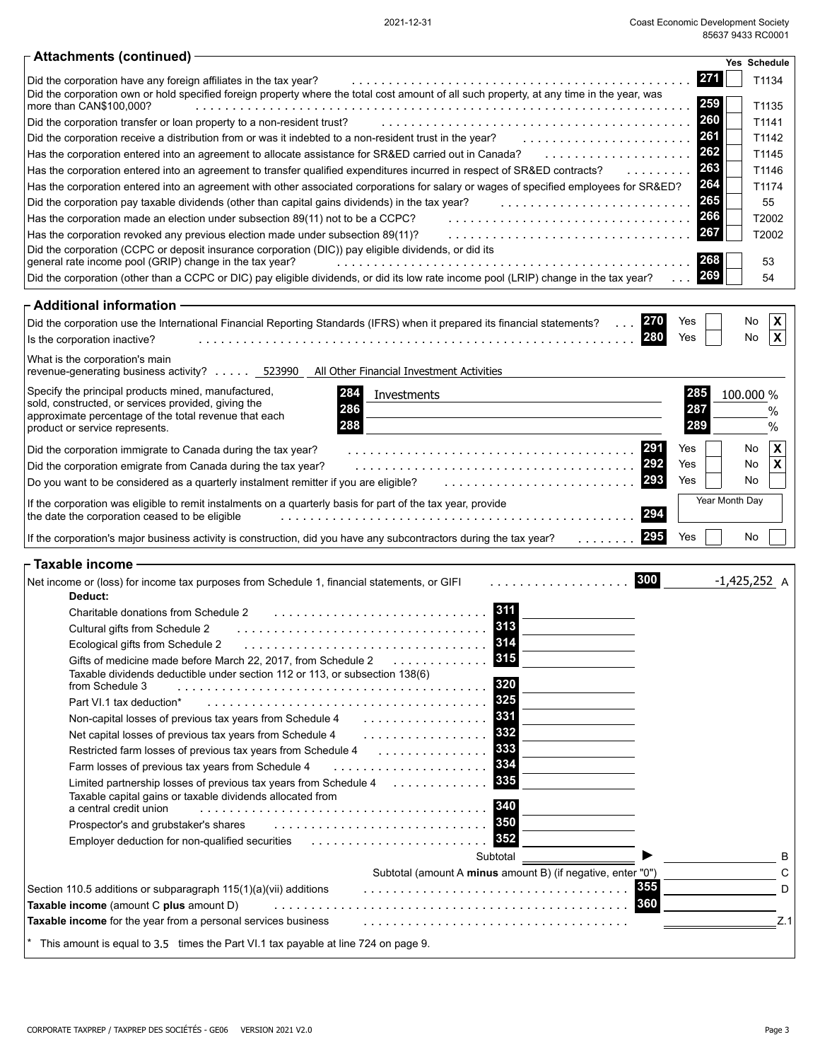## Attachments (continued)

| | | Yes | Schedule |
|---|---|---|---|
| Did the corporation have any foreign affiliates in the tax year? | 271 | | T1134 |
| Did the corporation own or hold specified foreign property where the total cost amount of all such property, at any time in the year, was more than CAN$100,000? | 259 | | T1135 |
| Did the corporation transfer or loan property to a non-resident trust? | 260 | | T1141 |
| Did the corporation receive a distribution from or was it indebted to a non-resident trust in the year? | 261 | | T1142 |
| Has the corporation entered into an agreement to allocate assistance for SR&ED carried out in Canada? | 262 | | T1145 |
| Has the corporation entered into an agreement to transfer qualified expenditures incurred in respect of SR&ED contracts? | 263 | | T1146 |
| Has the corporation entered into an agreement with other associated corporations for salary or wages of specified employees for SR&ED? | 264 | | T1174 |
| Did the corporation pay taxable dividends (other than capital gains dividends) in the tax year? | 265 | | 55 |
| Has the corporation made an election under subsection 89(11) not to be a CCPC? | 266 | | T2002 |
| Has the corporation revoked any previous election made under subsection 89(11)? | 267 | | T2002 |
| Did the corporation (CCPC or deposit insurance corporation (DIC)) pay eligible dividends, or did its general rate income pool (GRIP) change in the tax year? | 268 | | 53 |
| Did the corporation (other than a CCPC or DIC) pay eligible dividends, or did its low rate income pool (LRIP) change in the tax year? | 269 | | 54 |

## Additional information

| | | Yes | No |
|---|---|---|---|
| Did the corporation use the International Financial Reporting Standards (IFRS) when it prepared its financial statements? | 270 | | X |
| Is the corporation inactive? | 280 | | X |

What is the corporation's main revenue-generating business activity? 523990 All Other Financial Investment Activities

Specify the principal products mined, manufactured, sold, constructed, or services provided, giving the approximate percentage of the total revenue that each product or service represents.

| | | | |
|---|---|---|---|
| 284 | Investments | 285 | 100.000 % |
| 286 | | 287 | % |
| 288 | | 289 | % |

| | | Yes | No |
|---|---|---|---|
| Did the corporation immigrate to Canada during the tax year? | 291 | | X |
| Did the corporation emigrate from Canada during the tax year? | 292 | | X |
| Do you want to be considered as a quarterly instalment remitter if you are eligible? | 293 | | |
| If the corporation was eligible to remit instalments on a quarterly basis for part of the tax year, provide the date the corporation ceased to be eligible | 294 | Year Month Day | |
| If the corporation's major business activity is construction, did you have any subcontractors during the tax year? | 295 | | |

## Taxable income

| | | | | |
|---|---|---|---|---|
| Net income or (loss) for income tax purposes from Schedule 1, financial statements, or GIFI | | 300 | -1,425,252 | A |
| **Deduct:** | | | | |
| Charitable donations from Schedule 2 | 311 | | | |
| Cultural gifts from Schedule 2 | 313 | | | |
| Ecological gifts from Schedule 2 | 314 | | | |
| Gifts of medicine made before March 22, 2017, from Schedule 2 | 315 | | | |
| Taxable dividends deductible under section 112 or 113, or subsection 138(6) from Schedule 3 | 320 | | | |
| Part VI.1 tax deduction* | 325 | | | |
| Non-capital losses of previous tax years from Schedule 4 | 331 | | | |
| Net capital losses of previous tax years from Schedule 4 | 332 | | | |
| Restricted farm losses of previous tax years from Schedule 4 | 333 | | | |
| Farm losses of previous tax years from Schedule 4 | 334 | | | |
| Limited partnership losses of previous tax years from Schedule 4 | 335 | | | |
| Taxable capital gains or taxable dividends allocated from a central credit union | 340 | | | |
| Prospector's and grubstaker's shares | 350 | | | |
| Employer deduction for non-qualified securities | 352 | | | |
| Subtotal | | ► | | B |
| Subtotal (amount A **minus** amount B) (if negative, enter "0") | | | | C |
| Section 110.5 additions or subparagraph 115(1)(a)(vii) additions | | 355 | | D |
| **Taxable income** (amount C **plus** amount D) | | 360 | | |
| **Taxable income** for the year from a personal services business | | | | Z.1 |

\* This amount is equal to 3.5 times the Part VI.1 tax payable at line 724 on page 9.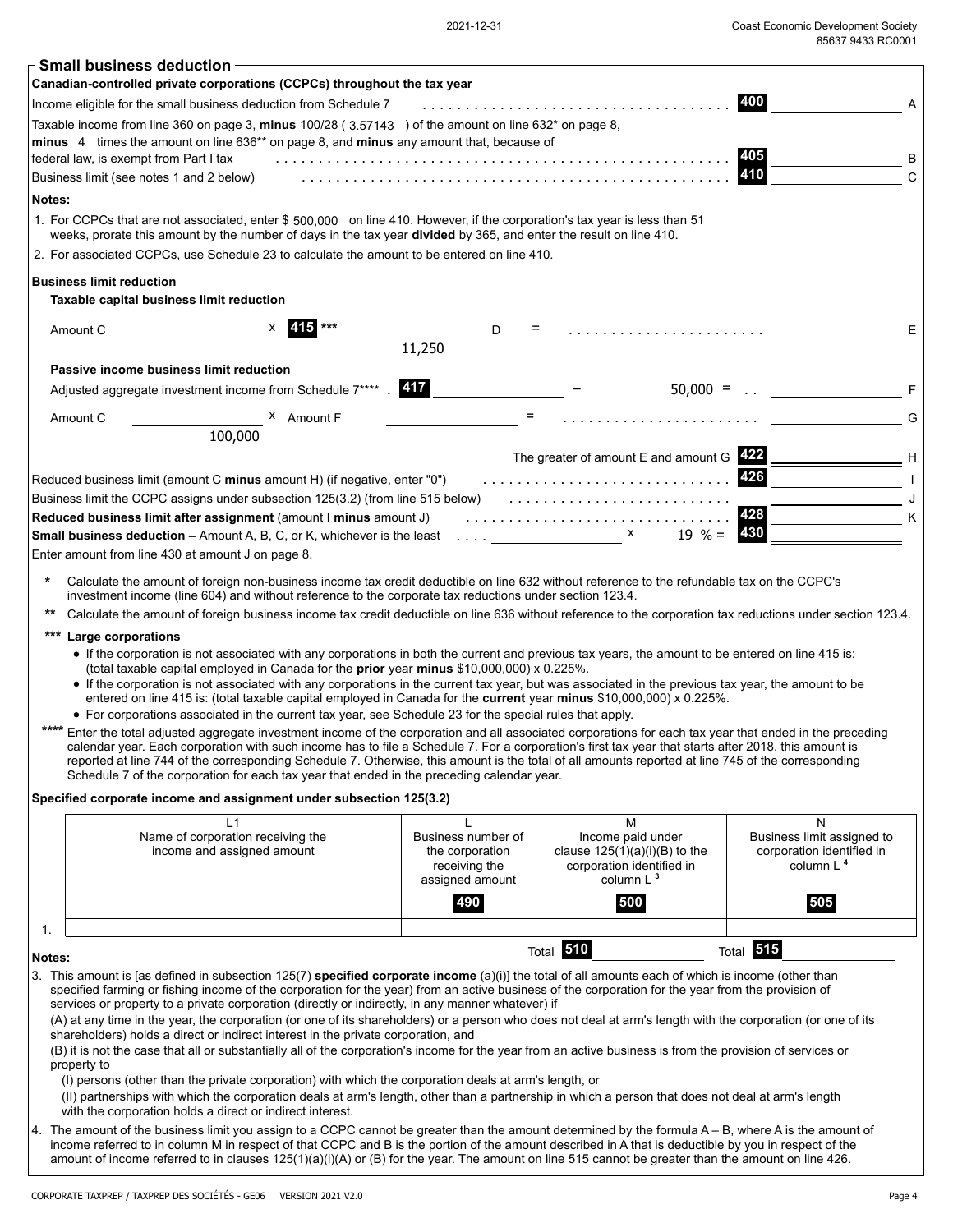## Small business deduction

**Canadian-controlled private corporations (CCPCs) throughout the tax year**

Income eligible for the small business deduction from Schedule 7 . . . **400** ______ A

Taxable income from line 360 on page 3, **minus** 100/28 ( 3.57143 ) of the amount on line 632* on page 8, **minus** 4 times the amount on line 636** on page 8, and **minus** any amount that, because of federal law, is exempt from Part I tax . . . **405** ______ B

Business limit (see notes 1 and 2 below) . . . **410** ______ C

**Notes:**

1. For CCPCs that are not associated, enter $ 500,000 on line 410. However, if the corporation's tax year is less than 51 weeks, prorate this amount by the number of days in the tax year **divided** by 365, and enter the result on line 410.
2. For associated CCPCs, use Schedule 23 to calculate the amount to be entered on line 410.

**Business limit reduction**

**Taxable capital business limit reduction**

Amount C ______ x **415** *** ______ D / 11,250 = . . . ______ E

**Passive income business limit reduction**

Adjusted aggregate investment income from Schedule 7**** . **417** ______ – 50,000 = . . ______ F

Amount C ______ x Amount F ______ / 100,000 = . . . ______ G

The greater of amount E and amount G **422** ______ H

Reduced business limit (amount C **minus** amount H) (if negative, enter "0") . . . **426** ______ I

Business limit the CCPC assigns under subsection 125(3.2) (from line 515 below) . . . ______ J

**Reduced business limit after assignment** (amount I **minus** amount J) . . . **428** ______ K

**Small business deduction –** Amount A, B, C, or K, whichever is the least . . . . ______ x 19 % = **430** ______

Enter amount from line 430 at amount J on page 8.

\* Calculate the amount of foreign non-business income tax credit deductible on line 632 without reference to the refundable tax on the CCPC's investment income (line 604) and without reference to the corporate tax reductions under section 123.4.

\*\* Calculate the amount of foreign business income tax credit deductible on line 636 without reference to the corporation tax reductions under section 123.4.

\*\*\* **Large corporations**

- If the corporation is not associated with any corporations in both the current and previous tax years, the amount to be entered on line 415 is: (total taxable capital employed in Canada for the **prior** year **minus** $10,000,000) x 0.225%.
- If the corporation is not associated with any corporations in the current tax year, but was associated in the previous tax year, the amount to be entered on line 415 is: (total taxable capital employed in Canada for the **current** year **minus** $10,000,000) x 0.225%.
- For corporations associated in the current tax year, see Schedule 23 for the special rules that apply.

\*\*\*\* Enter the total adjusted aggregate investment income of the corporation and all associated corporations for each tax year that ended in the preceding calendar year. Each corporation with such income has to file a Schedule 7. For a corporation's first tax year that starts after 2018, this amount is reported at line 744 of the corresponding Schedule 7. Otherwise, this amount is the total of all amounts reported at line 745 of the corresponding Schedule 7 of the corporation for each tax year that ended in the preceding calendar year.

**Specified corporate income and assignment under subsection 125(3.2)**

| | L1<br>Name of corporation receiving the income and assigned amount | L<br>Business number of the corporation receiving the assigned amount<br>**490** | M<br>Income paid under clause 125(1)(a)(i)(B) to the corporation identified in column L [3]<br>**500** | N<br>Business limit assigned to corporation identified in column L [4]<br>**505** |
|---|---|---|---|---|
| 1. | | | | |
| | | | Total **510** | Total **515** |

**Notes:**

3. This amount is [as defined in subsection 125(7) **specified corporate income** (a)(i)] the total of all amounts each of which is income (other than specified farming or fishing income of the corporation for the year) from an active business of the corporation for the year from the provision of services or property to a private corporation (directly or indirectly, in any manner whatever) if
   (A) at any time in the year, the corporation (or one of its shareholders) or a person who does not deal at arm's length with the corporation (or one of its shareholders) holds a direct or indirect interest in the private corporation, and
   (B) it is not the case that all or substantially all of the corporation's income for the year from an active business is from the provision of services or property to
   (I) persons (other than the private corporation) with which the corporation deals at arm's length, or
   (II) partnerships with which the corporation deals at arm's length, other than a partnership in which a person that does not deal at arm's length with the corporation holds a direct or indirect interest.
4. The amount of the business limit you assign to a CCPC cannot be greater than the amount determined by the formula A – B, where A is the amount of income referred to in column M in respect of that CCPC and B is the portion of the amount described in A that is deductible by you in respect of the amount of income referred to in clauses 125(1)(a)(i)(A) or (B) for the year. The amount on line 515 cannot be greater than the amount on line 426.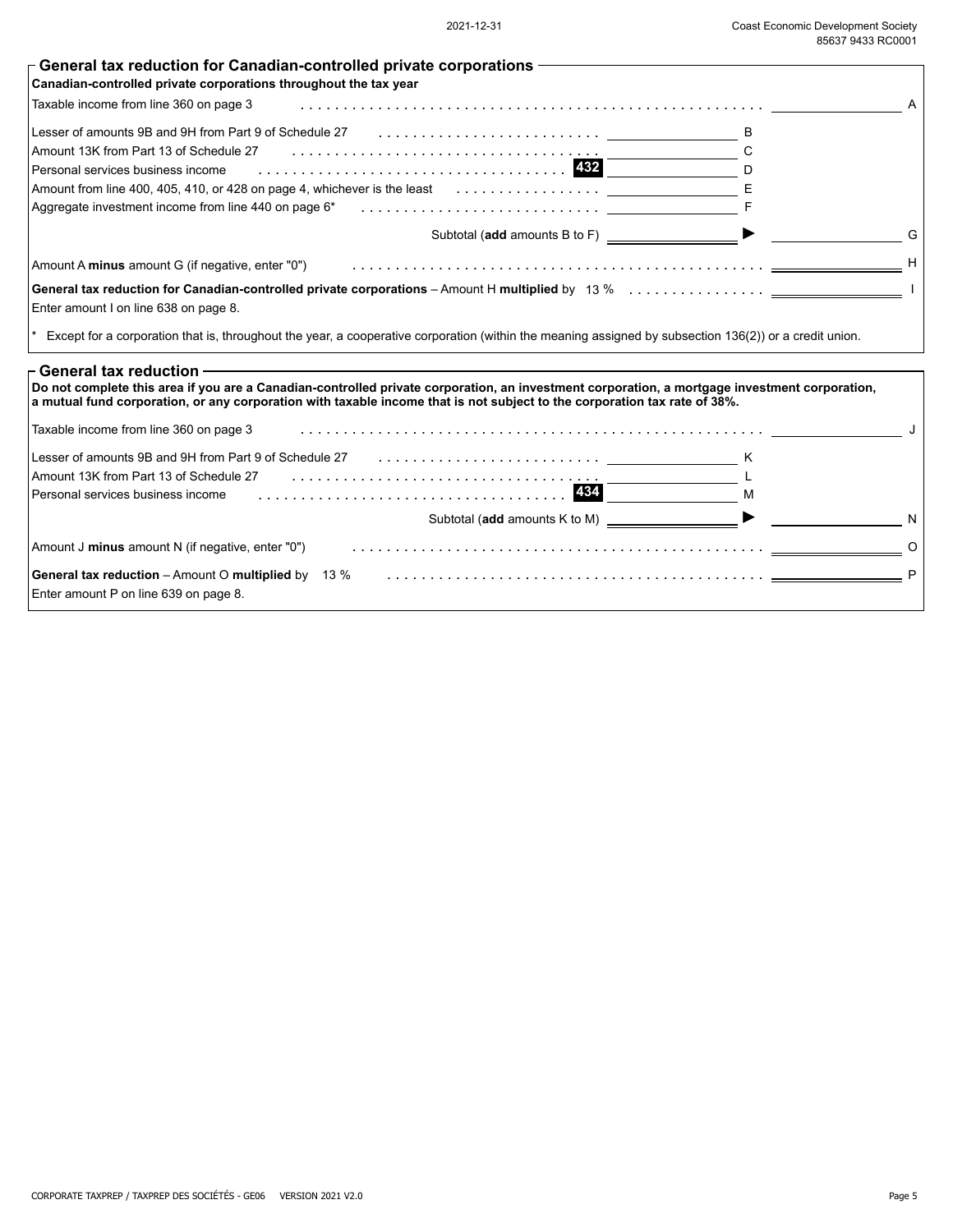## General tax reduction for Canadian-controlled private corporations

**Canadian-controlled private corporations throughout the tax year**

| | | | | |
|---|---|---|---|---|
| Taxable income from line 360 on page 3 | | | | A |
| Lesser of amounts 9B and 9H from Part 9 of Schedule 27 | | | B | |
| Amount 13K from Part 13 of Schedule 27 | | | C | |
| Personal services business income | 432 | | D | |
| Amount from line 400, 405, 410, or 428 on page 4, whichever is the least | | | E | |
| Aggregate investment income from line 440 on page 6* | | | F | |
| Subtotal (**add** amounts B to F) | | | ► | G |
| Amount A **minus** amount G (if negative, enter "0") | | | | H |
| **General tax reduction for Canadian-controlled private corporations** – Amount H **multiplied** by 13 % | | | | I |

Enter amount I on line 638 on page 8.

\* Except for a corporation that is, throughout the year, a cooperative corporation (within the meaning assigned by subsection 136(2)) or a credit union.

## General tax reduction

**Do not complete this area if you are a Canadian-controlled private corporation, an investment corporation, a mortgage investment corporation, a mutual fund corporation, or any corporation with taxable income that is not subject to the corporation tax rate of 38%.**

| | | | | |
|---|---|---|---|---|
| Taxable income from line 360 on page 3 | | | | J |
| Lesser of amounts 9B and 9H from Part 9 of Schedule 27 | | | K | |
| Amount 13K from Part 13 of Schedule 27 | | | L | |
| Personal services business income | 434 | | M | |
| Subtotal (**add** amounts K to M) | | | ► | N |
| Amount J **minus** amount N (if negative, enter "0") | | | | O |
| **General tax reduction** – Amount O **multiplied** by 13 % | | | | P |

Enter amount P on line 639 on page 8.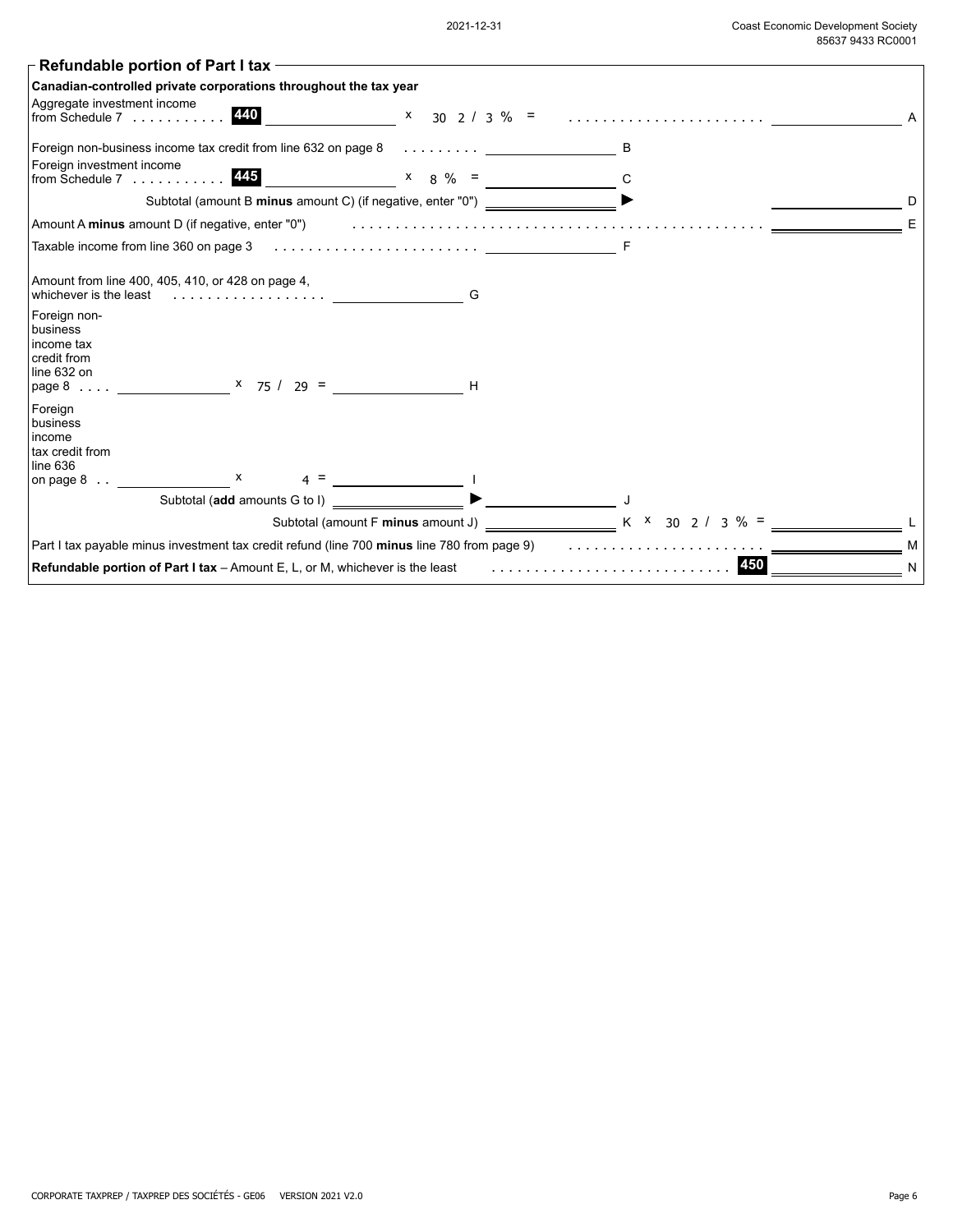## Refundable portion of Part I tax

**Canadian-controlled private corporations throughout the tax year**

Aggregate investment income from Schedule 7 . . . . . . . . . . **440** ________ x 30 2 / 3 % = . . . . . . . . . . . . . . . . . . . . . . . ________ A

Foreign non-business income tax credit from line 632 on page 8 . . . . . . . . . ________ B

Foreign investment income from Schedule 7 . . . . . . . . . . **445** ________ x 8 % = ________ C

Subtotal (amount B **minus** amount C) (if negative, enter "0") ________ ► ________ D

Amount A **minus** amount D (if negative, enter "0") . . . . . . . . . . . . . . . . . . . . . . . . . . . . . . . . . . . . . . . . . . . . . . . ________ E

Taxable income from line 360 on page 3 . . . . . . . . . . . . . . . . . . . . . . . . ________ F

Amount from line 400, 405, 410, or 428 on page 4, whichever is the least . . . . . . . . . . . . . . . . . . ________ G

Foreign non-business income tax credit from line 632 on page 8 . . . . ________ x 75 / 29 = ________ H

Foreign business income tax credit from line 636 on page 8 . . ________ x 4 = ________ I

Subtotal (**add** amounts G to I) ________ ► ________ J

Subtotal (amount F **minus** amount J) ________ K x 30 2 / 3 % = ________ L

Part I tax payable minus investment tax credit refund (line 700 **minus** line 780 from page 9) . . . . . . . . . . . . . . . . . . . . . . . ________ M

**Refundable portion of Part I tax** – Amount E, L, or M, whichever is the least . . . . . . . . . . . . . . . . . . . . . . . . . . . **450** ________ N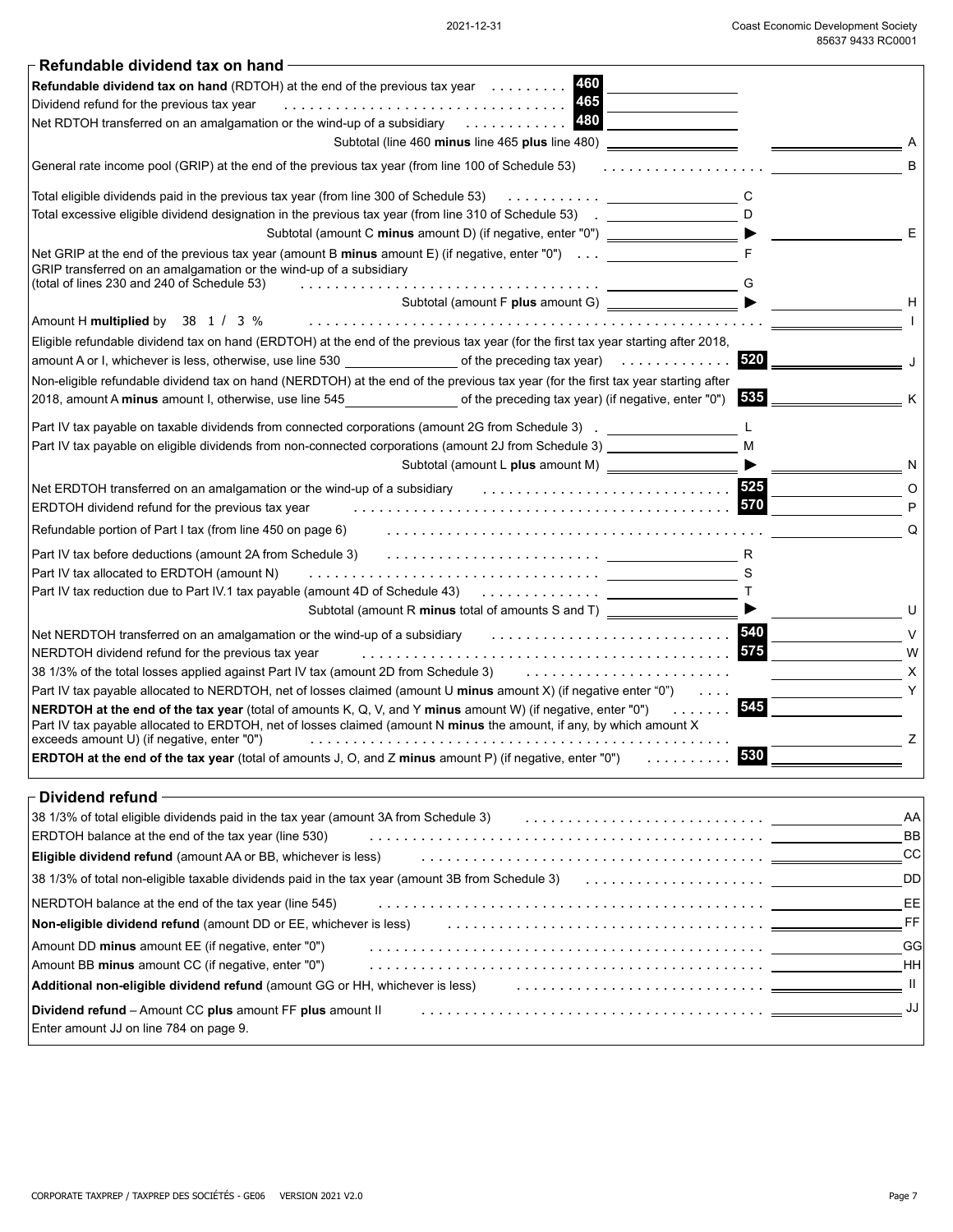## Refundable dividend tax on hand

**Refundable dividend tax on hand** (RDTOH) at the end of the previous tax year ......... **460** ____________

Dividend refund for the previous tax year ................................ **465** ____________

Net RDTOH transferred on an amalgamation or the wind-up of a subsidiary ............ **480** ____________

Subtotal (line 460 **minus** line 465 **plus** line 480) ____________ ____________ A

General rate income pool (GRIP) at the end of the previous tax year (from line 100 of Schedule 53) .................. ____________ B

Total eligible dividends paid in the previous tax year (from line 300 of Schedule 53) ........... ____________ C

Total excessive eligible dividend designation in the previous tax year (from line 310 of Schedule 53) . ____________ D

Subtotal (amount C **minus** amount D) (if negative, enter "0") ____________ ▶ ____________ E

Net GRIP at the end of the previous tax year (amount B **minus** amount E) (if negative, enter "0") ... ____________ F

GRIP transferred on an amalgamation or the wind-up of a subsidiary (total of lines 230 and 240 of Schedule 53) .................................. ____________ G

Subtotal (amount F **plus** amount G) ____________ ▶ ____________ H

Amount H **multiplied** by 38 1 / 3 % ........................................................ ____________ I

Eligible refundable dividend tax on hand (ERDTOH) at the end of the previous tax year (for the first tax year starting after 2018, amount A or I, whichever is less, otherwise, use line 530 ____________ of the preceding tax year) ............ **520** ____________ J

Non-eligible refundable dividend tax on hand (NERDTOH) at the end of the previous tax year (for the first tax year starting after 2018, amount A **minus** amount I, otherwise, use line 545 ____________ of the preceding tax year) (if negative, enter "0") **535** ____________ K

Part IV tax payable on taxable dividends from connected corporations (amount 2G from Schedule 3) . ____________ L

Part IV tax payable on eligible dividends from non-connected corporations (amount 2J from Schedule 3) ____________ M

Subtotal (amount L **plus** amount M) ____________ ▶ ____________ N

Net ERDTOH transferred on an amalgamation or the wind-up of a subsidiary ............................ **525** ____________ O

ERDTOH dividend refund for the previous tax year ............................................ **570** ____________ P

Refundable portion of Part I tax (from line 450 on page 6) ............................................ ____________ Q

Part IV tax before deductions (amount 2A from Schedule 3) ........................ ____________ R

Part IV tax allocated to ERDTOH (amount N) ................................ ____________ S

Part IV tax reduction due to Part IV.1 tax payable (amount 4D of Schedule 43) ............. ____________ T

Subtotal (amount R **minus** total of amounts S and T) ____________ ▶ ____________ U

Net NERDTOH transferred on an amalgamation or the wind-up of a subsidiary ............................ **540** ____________ V

NERDTOH dividend refund for the previous tax year ............................................ **575** ____________ W

38 1/3% of the total losses applied against Part IV tax (amount 2D from Schedule 3) ........................ ____________ X

Part IV tax payable allocated to NERDTOH, net of losses claimed (amount U **minus** amount X) (if negative enter "0") .... ____________ Y

**NERDTOH at the end of the tax year** (total of amounts K, Q, V, and Y **minus** amount W) (if negative, enter "0") ....... **545** ____________

Part IV tax payable allocated to ERDTOH, net of losses claimed (amount N **minus** the amount, if any, by which amount X exceeds amount U) (if negative, enter "0") ................................................ ____________ Z

**ERDTOH at the end of the tax year** (total of amounts J, O, and Z **minus** amount P) (if negative, enter "0") .......... **530** ____________

## Dividend refund

38 1/3% of total eligible dividends paid in the tax year (amount 3A from Schedule 3) ............................ ____________ AA

ERDTOH balance at the end of the tax year (line 530) ............................................ ____________ BB

**Eligible dividend refund** (amount AA or BB, whichever is less) ............................................ ____________ CC

38 1/3% of total non-eligible taxable dividends paid in the tax year (amount 3B from Schedule 3) ..................... ____________ DD

NERDTOH balance at the end of the tax year (line 545) ............................................ ____________ EE

**Non-eligible dividend refund** (amount DD or EE, whichever is less) ............................................ ____________ FF

Amount DD **minus** amount EE (if negative, enter "0") ............................................ ____________ GG

Amount BB **minus** amount CC (if negative, enter "0") ............................................ ____________ HH

**Additional non-eligible dividend refund** (amount GG or HH, whichever is less) ............................ ____________ II

**Dividend refund** – Amount CC **plus** amount FF **plus** amount II ............................................ ____________ JJ

Enter amount JJ on line 784 on page 9.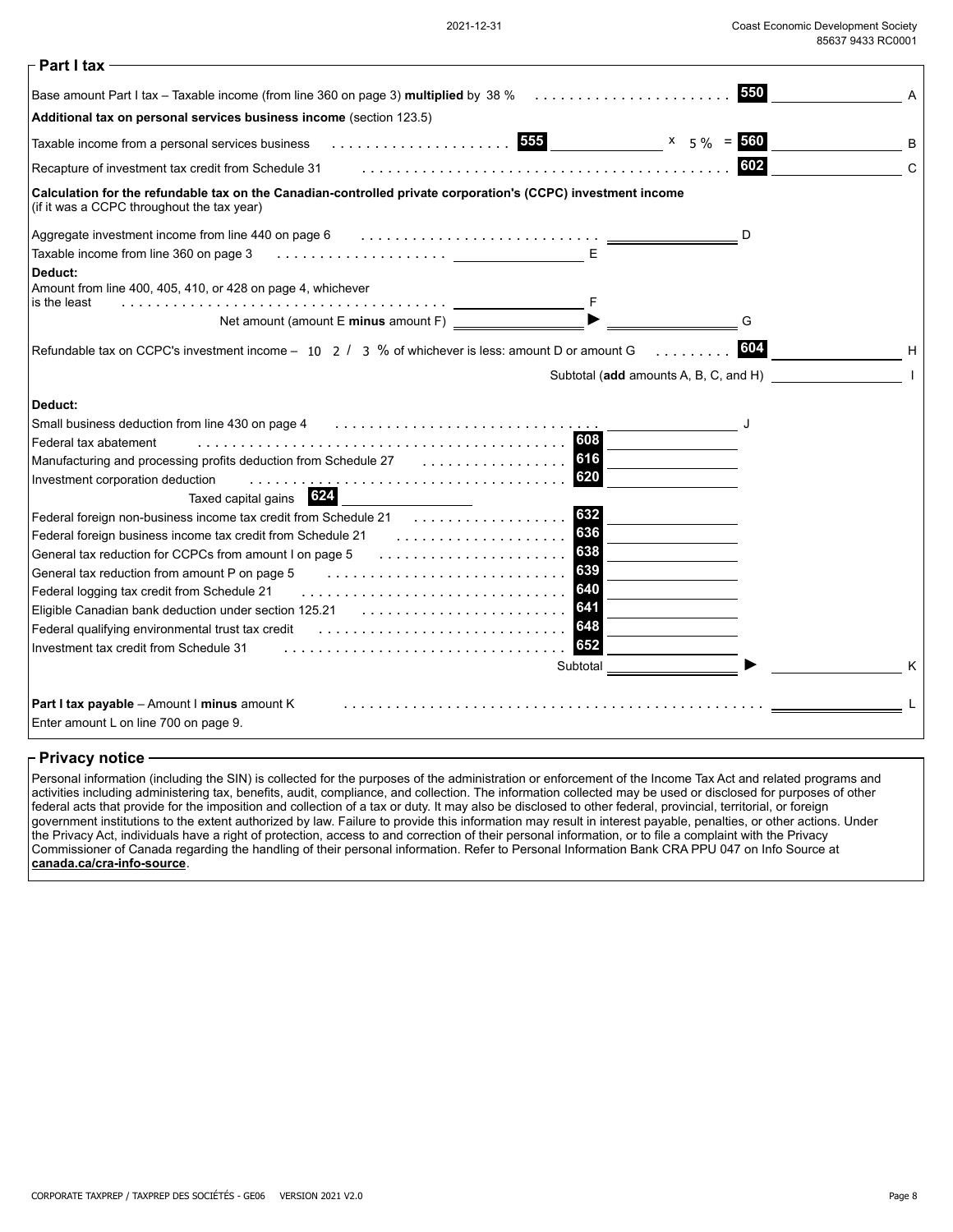## Part I tax

| | | | | |
|---|---|---|---|---|
| Base amount Part I tax – Taxable income (from line 360 on page 3) **multiplied** by 38 % | | | 550 | A |
| **Additional tax on personal services business income** (section 123.5) | | | | |
| Taxable income from a personal services business | 555 | x 5 % = | 560 | B |
| Recapture of investment tax credit from Schedule 31 | | | 602 | C |

**Calculation for the refundable tax on the Canadian-controlled private corporation's (CCPC) investment income** (if it was a CCPC throughout the tax year)

| | | | |
|---|---|---|---|
| Aggregate investment income from line 440 on page 6 | | | D |
| Taxable income from line 360 on page 3 | | E | |
| **Deduct:** | | | |
| Amount from line 400, 405, 410, or 428 on page 4, whichever is the least | | F | |
| Net amount (amount E **minus** amount F) | | ► | G |

| | | |
|---|---|---|
| Refundable tax on CCPC's investment income – 10 2 / 3 % of whichever is less: amount D or amount G | 604 | H |
| Subtotal (**add** amounts A, B, C, and H) | | I |

**Deduct:**

| | | |
|---|---|---|
| Small business deduction from line 430 on page 4 | | J |
| Federal tax abatement | 608 | |
| Manufacturing and processing profits deduction from Schedule 27 | 616 | |
| Investment corporation deduction | 620 | |
| Taxed capital gains | 624 | |
| Federal foreign non-business income tax credit from Schedule 21 | 632 | |
| Federal foreign business income tax credit from Schedule 21 | 636 | |
| General tax reduction for CCPCs from amount I on page 5 | 638 | |
| General tax reduction from amount P on page 5 | 639 | |
| Federal logging tax credit from Schedule 21 | 640 | |
| Eligible Canadian bank deduction under section 125.21 | 641 | |
| Federal qualifying environmental trust tax credit | 648 | |
| Investment tax credit from Schedule 31 | 652 | |
| Subtotal | ► | K |

**Part I tax payable** – Amount I **minus** amount K ............ L

Enter amount L on line 700 on page 9.

## Privacy notice

Personal information (including the SIN) is collected for the purposes of the administration or enforcement of the Income Tax Act and related programs and activities including administering tax, benefits, audit, compliance, and collection. The information collected may be used or disclosed for purposes of other federal acts that provide for the imposition and collection of a tax or duty. It may also be disclosed to other federal, provincial, territorial, or foreign government institutions to the extent authorized by law. Failure to provide this information may result in interest payable, penalties, or other actions. Under the Privacy Act, individuals have a right of protection, access to and correction of their personal information, or to file a complaint with the Privacy Commissioner of Canada regarding the handling of their personal information. Refer to Personal Information Bank CRA PPU 047 on Info Source at **canada.ca/cra-info-source**.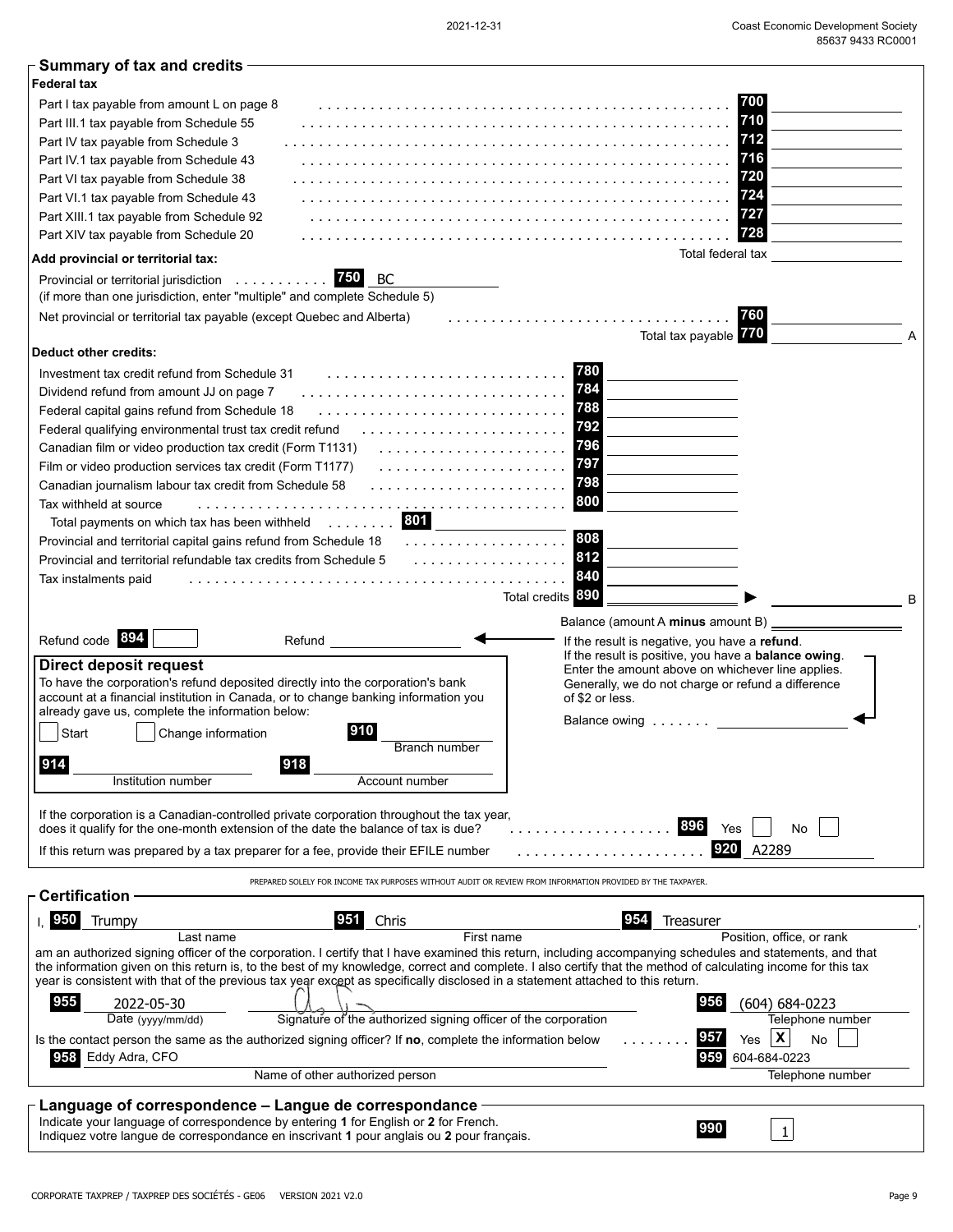## Summary of tax and credits

### Federal tax

| | | |
|---|---|---|
| Part I tax payable from amount L on page 8 | 700 | |
| Part III.1 tax payable from Schedule 55 | 710 | |
| Part IV tax payable from Schedule 3 | 712 | |
| Part IV.1 tax payable from Schedule 43 | 716 | |
| Part VI tax payable from Schedule 38 | 720 | |
| Part VI.1 tax payable from Schedule 43 | 724 | |
| Part XIII.1 tax payable from Schedule 92 | 727 | |
| Part XIV tax payable from Schedule 20 | 728 | |
| Total federal tax | | |

**Add provincial or territorial tax:**

Provincial or territorial jurisdiction 750 BC

(if more than one jurisdiction, enter "multiple" and complete Schedule 5)

Net provincial or territorial tax payable (except Quebec and Alberta) 760

Total tax payable 770 ______ A

**Deduct other credits:**

| | | |
|---|---|---|
| Investment tax credit refund from Schedule 31 | 780 | |
| Dividend refund from amount JJ on page 7 | 784 | |
| Federal capital gains refund from Schedule 18 | 788 | |
| Federal qualifying environmental trust tax credit refund | 792 | |
| Canadian film or video production tax credit (Form T1131) | 796 | |
| Film or video production services tax credit (Form T1177) | 797 | |
| Canadian journalism labour tax credit from Schedule 58 | 798 | |
| Tax withheld at source | 800 | |
| Total payments on which tax has been withheld 801 | | |
| Provincial and territorial capital gains refund from Schedule 18 | 808 | |
| Provincial and territorial refundable tax credits from Schedule 5 | 812 | |
| Tax instalments paid | 840 | |
| Total credits | 890 | ______ B |

Balance (amount A **minus** amount B) ______

If the result is negative, you have a **refund**.
If the result is positive, you have a **balance owing**.
Enter the amount above on whichever line applies.
Generally, we do not charge or refund a difference of $2 or less.

Refund code 894 ______ Refund ______

Balance owing ______

**Direct deposit request**

To have the corporation's refund deposited directly into the corporation's bank account at a financial institution in Canada, or to change banking information you already gave us, complete the information below:

☐ Start ☐ Change information 910 ______ Branch number

914 ______ Institution number 918 ______ Account number

If the corporation is a Canadian-controlled private corporation throughout the tax year, does it qualify for the one-month extension of the date the balance of tax is due? 896 Yes ☐ No ☐

If this return was prepared by a tax preparer for a fee, provide their EFILE number 920 A2289

PREPARED SOLELY FOR INCOME TAX PURPOSES WITHOUT AUDIT OR REVIEW FROM INFORMATION PROVIDED BY THE TAXPAYER.

## Certification

I, 950 Trumpy (Last name) 951 Chris (First name) 954 Treasurer (Position, office, or rank),

am an authorized signing officer of the corporation. I certify that I have examined this return, including accompanying schedules and statements, and that the information given on this return is, to the best of my knowledge, correct and complete. I also certify that the method of calculating income for this tax year is consistent with that of the previous tax year except as specifically disclosed in a statement attached to this return.

955 2022-05-30 (Date (yyyy/mm/dd)) ______ (Signature of the authorized signing officer of the corporation) 956 (604) 684-0223 (Telephone number)

Is the contact person the same as the authorized signing officer? If **no**, complete the information below 957 Yes ☒ No ☐

958 Eddy Adra, CFO (Name of other authorized person) 959 604-684-0223 (Telephone number)

## Language of correspondence – Langue de correspondance

Indicate your language of correspondence by entering **1** for English or **2** for French.
Indiquez votre langue de correspondance en inscrivant **1** pour anglais ou **2** pour français. 990 1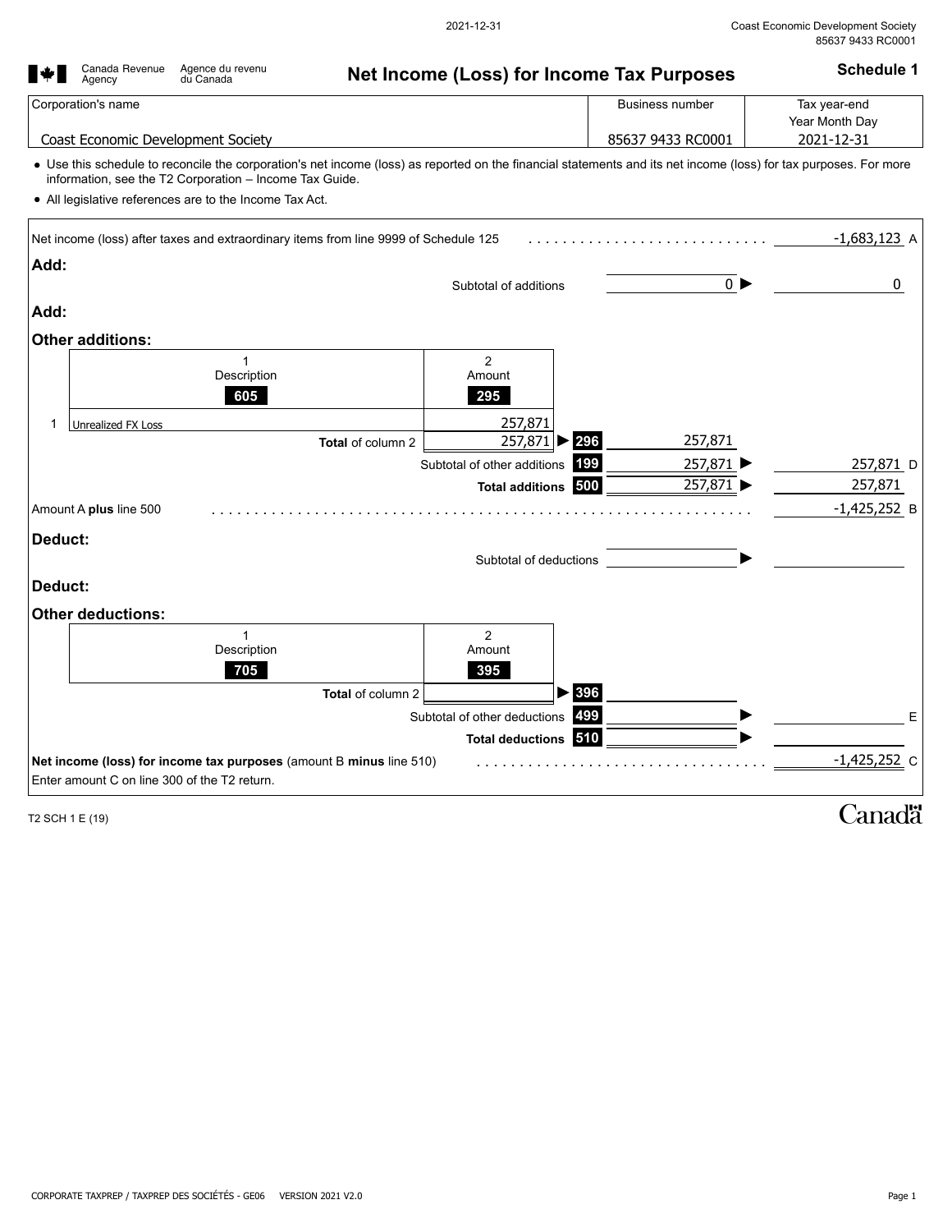Canada Revenue Agency / Agence du revenu du Canada

# Net Income (Loss) for Income Tax Purposes

**Schedule 1**

| Corporation's name | Business number | Tax year-end Year Month Day |
| --- | --- | --- |
| Coast Economic Development Society | 85637 9433 RC0001 | 2021-12-31 |

- Use this schedule to reconcile the corporation's net income (loss) as reported on the financial statements and its net income (loss) for tax purposes. For more information, see the T2 Corporation – Income Tax Guide.
- All legislative references are to the Income Tax Act.

Net income (loss) after taxes and extraordinary items from line 9999 of Schedule 125 . . . . . -1,683,123 A

**Add:**

Subtotal of additions 0 ▶ 0

**Add:**

**Other additions:**

| | 1 Description 605 | 2 Amount 295 |
| --- | --- | --- |
| 1 | Unrealized FX Loss | 257,871 |
| | **Total** of column 2 | 257,871 |

Total of column 2 ▶ **296** 257,871

Subtotal of other additions **199** 257,871 ▶ 257,871 D

**Total additions** **500** 257,871 ▶ 257,871

Amount A **plus** line 500 . . . . . -1,425,252 B

**Deduct:**

Subtotal of deductions ▶

**Deduct:**

**Other deductions:**

| | 1 Description 705 | 2 Amount 395 |
| --- | --- | --- |
| | **Total** of column 2 | |

Total of column 2 ▶ **396**

Subtotal of other deductions **499** ▶ E

**Total deductions** **510** ▶

**Net income (loss) for income tax purposes** (amount B **minus** line 510) . . . . . -1,425,252 C

Enter amount C on line 300 of the T2 return.

T2 SCH 1 E (19)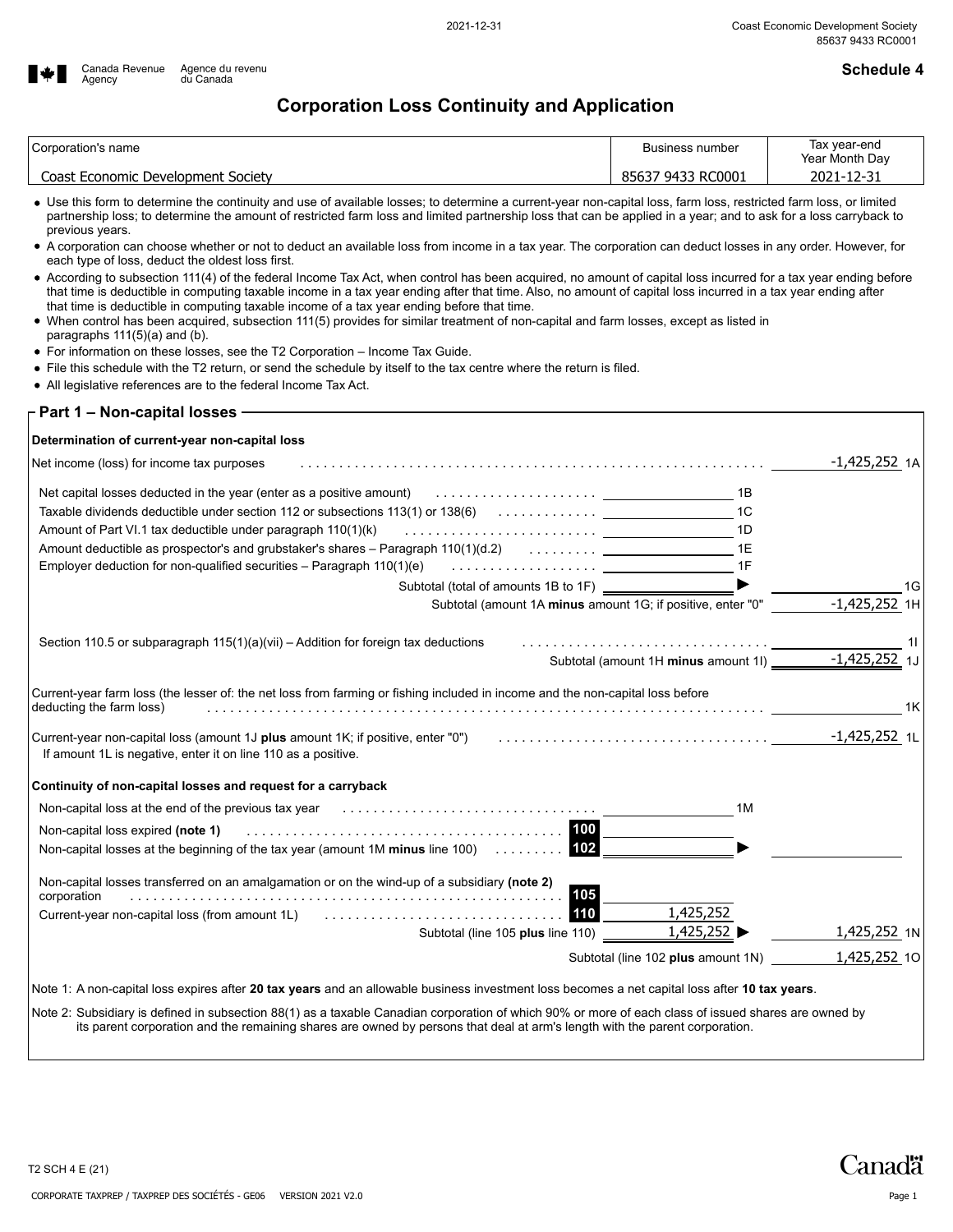Canada Revenue Agency | Agence du revenu du Canada

**Schedule 4**

# Corporation Loss Continuity and Application

| Corporation's name | Business number | Tax year-end Year Month Day |
|---|---|---|
| Coast Economic Development Society | 85637 9433 RC0001 | 2021-12-31 |

- Use this form to determine the continuity and use of available losses; to determine a current-year non-capital loss, farm loss, restricted farm loss, or limited partnership loss; to determine the amount of restricted farm loss and limited partnership loss that can be applied in a year; and to ask for a loss carryback to previous years.
- A corporation can choose whether or not to deduct an available loss from income in a tax year. The corporation can deduct losses in any order. However, for each type of loss, deduct the oldest loss first.
- According to subsection 111(4) of the federal Income Tax Act, when control has been acquired, no amount of capital loss incurred for a tax year ending before that time is deductible in computing taxable income in a tax year ending after that time. Also, no amount of capital loss incurred in a tax year ending after that time is deductible in computing taxable income of a tax year ending before that time.
- When control has been acquired, subsection 111(5) provides for similar treatment of non-capital and farm losses, except as listed in paragraphs 111(5)(a) and (b).
- For information on these losses, see the T2 Corporation – Income Tax Guide.
- File this schedule with the T2 return, or send the schedule by itself to the tax centre where the return is filed.
- All legislative references are to the federal Income Tax Act.

## Part 1 – Non-capital losses

### Determination of current-year non-capital loss

| | | | | |
|---|---|---|---|---|
| Net income (loss) for income tax purposes | | | -1,425,252 | 1A |
| Net capital losses deducted in the year (enter as a positive amount) | | 1B | | |
| Taxable dividends deductible under section 112 or subsections 113(1) or 138(6) | | 1C | | |
| Amount of Part VI.1 tax deductible under paragraph 110(1)(k) | | 1D | | |
| Amount deductible as prospector's and grubstaker's shares – Paragraph 110(1)(d.2) | | 1E | | |
| Employer deduction for non-qualified securities – Paragraph 110(1)(e) | | 1F | | |
| Subtotal (total of amounts 1B to 1F) | | ► | | 1G |
| Subtotal (amount 1A **minus** amount 1G; if positive, enter "0" | | | -1,425,252 | 1H |
| Section 110.5 or subparagraph 115(1)(a)(vii) – Addition for foreign tax deductions | | | | 1I |
| Subtotal (amount 1H **minus** amount 1I) | | | -1,425,252 | 1J |
| Current-year farm loss (the lesser of: the net loss from farming or fishing included in income and the non-capital loss before deducting the farm loss) | | | | 1K |
| Current-year non-capital loss (amount 1J **plus** amount 1K; if positive, enter "0") If amount 1L is negative, enter it on line 110 as a positive. | | | -1,425,252 | 1L |

### Continuity of non-capital losses and request for a carryback

| | | | | |
|---|---|---|---|---|
| Non-capital loss at the end of the previous tax year | | 1M | | |
| Non-capital loss expired **(note 1)** | 100 | | | |
| Non-capital losses at the beginning of the tax year (amount 1M **minus** line 100) | 102 | ► | | |
| Non-capital losses transferred on an amalgamation or on the wind-up of a subsidiary **(note 2)** corporation | 105 | | | |
| Current-year non-capital loss (from amount 1L) | 110 | 1,425,252 | | |
| Subtotal (line 105 **plus** line 110) | | 1,425,252 ► | 1,425,252 | 1N |
| Subtotal (line 102 **plus** amount 1N) | | | 1,425,252 | 1O |

Note 1: A non-capital loss expires after **20 tax years** and an allowable business investment loss becomes a net capital loss after **10 tax years**.

Note 2: Subsidiary is defined in subsection 88(1) as a taxable Canadian corporation of which 90% or more of each class of issued shares are owned by its parent corporation and the remaining shares are owned by persons that deal at arm's length with the parent corporation.

T2 SCH 4 E (21)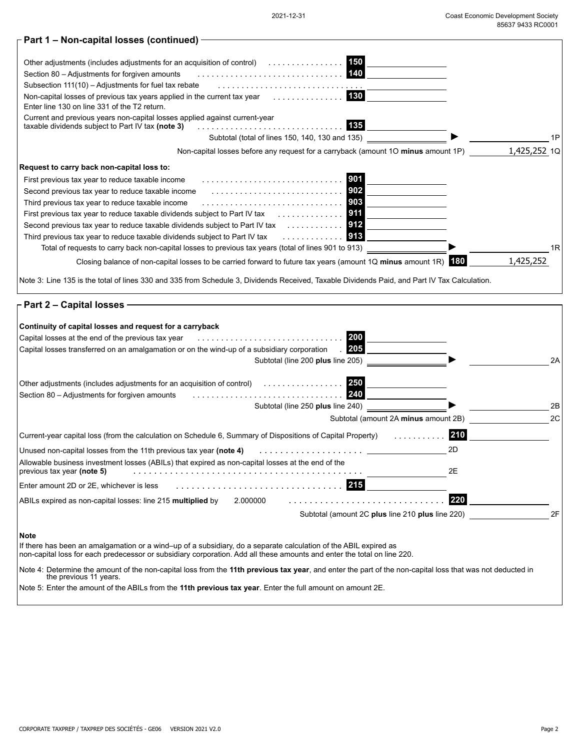## Part 1 – Non-capital losses (continued)

| | | | | |
|---|---|---|---|---|
| Other adjustments (includes adjustments for an acquisition of control) | 150 | | | |
| Section 80 – Adjustments for forgiven amounts | 140 | | | |
| Subsection 111(10) – Adjustments for fuel tax rebate | | | | |
| Non-capital losses of previous tax years applied in the current tax year<br>Enter line 130 on line 331 of the T2 return. | 130 | | | |
| Current and previous years non-capital losses applied against current-year taxable dividends subject to Part IV tax **(note 3)** | 135 | | | |
| Subtotal (total of lines 150, 140, 130 and 135) | | | | 1P |
| Non-capital losses before any request for a carryback (amount 1O **minus** amount 1P) | | | 1,425,252 | 1Q |

**Request to carry back non-capital loss to:**

| | | | | |
|---|---|---|---|---|
| First previous tax year to reduce taxable income | 901 | | | |
| Second previous tax year to reduce taxable income | 902 | | | |
| Third previous tax year to reduce taxable income | 903 | | | |
| First previous tax year to reduce taxable dividends subject to Part IV tax | 911 | | | |
| Second previous tax year to reduce taxable dividends subject to Part IV tax | 912 | | | |
| Third previous tax year to reduce taxable dividends subject to Part IV tax | 913 | | | |
| Total of requests to carry back non-capital losses to previous tax years (total of lines 901 to 913) | | | | 1R |
| Closing balance of non-capital losses to be carried forward to future tax years (amount 1Q **minus** amount 1R) | 180 | | 1,425,252 | |

Note 3: Line 135 is the total of lines 330 and 335 from Schedule 3, Dividends Received, Taxable Dividends Paid, and Part IV Tax Calculation.

## Part 2 – Capital losses

**Continuity of capital losses and request for a carryback**

| | | | | |
|---|---|---|---|---|
| Capital losses at the end of the previous tax year | 200 | | | |
| Capital losses transferred on an amalgamation or on the wind-up of a subsidiary corporation | 205 | | | |
| Subtotal (line 200 **plus** line 205) | | | | 2A |
| Other adjustments (includes adjustments for an acquisition of control) | 250 | | | |
| Section 80 – Adjustments for forgiven amounts | 240 | | | |
| Subtotal (line 250 **plus** line 240) | | | | 2B |
| Subtotal (amount 2A **minus** amount 2B) | | | | 2C |
| Current-year capital loss (from the calculation on Schedule 6, Summary of Dispositions of Capital Property) | 210 | | | |
| Unused non-capital losses from the 11th previous tax year **(note 4)** | | | 2D | |
| Allowable business investment losses (ABILs) that expired as non-capital losses at the end of the previous tax year **(note 5)** | | | 2E | |
| Enter amount 2D or 2E, whichever is less | 215 | | | |
| ABILs expired as non-capital losses: line 215 **multiplied** by 2.000000 | 220 | | | |
| Subtotal (amount 2C **plus** line 210 **plus** line 220) | | | | 2F |

**Note**

If there has been an amalgamation or a wind–up of a subsidiary, do a separate calculation of the ABIL expired as non-capital loss for each predecessor or subsidiary corporation. Add all these amounts and enter the total on line 220.

Note 4: Determine the amount of the non-capital loss from the **11th previous tax year**, and enter the part of the non-capital loss that was not deducted in the previous 11 years.

Note 5: Enter the amount of the ABILs from the **11th previous tax year**. Enter the full amount on amount 2E.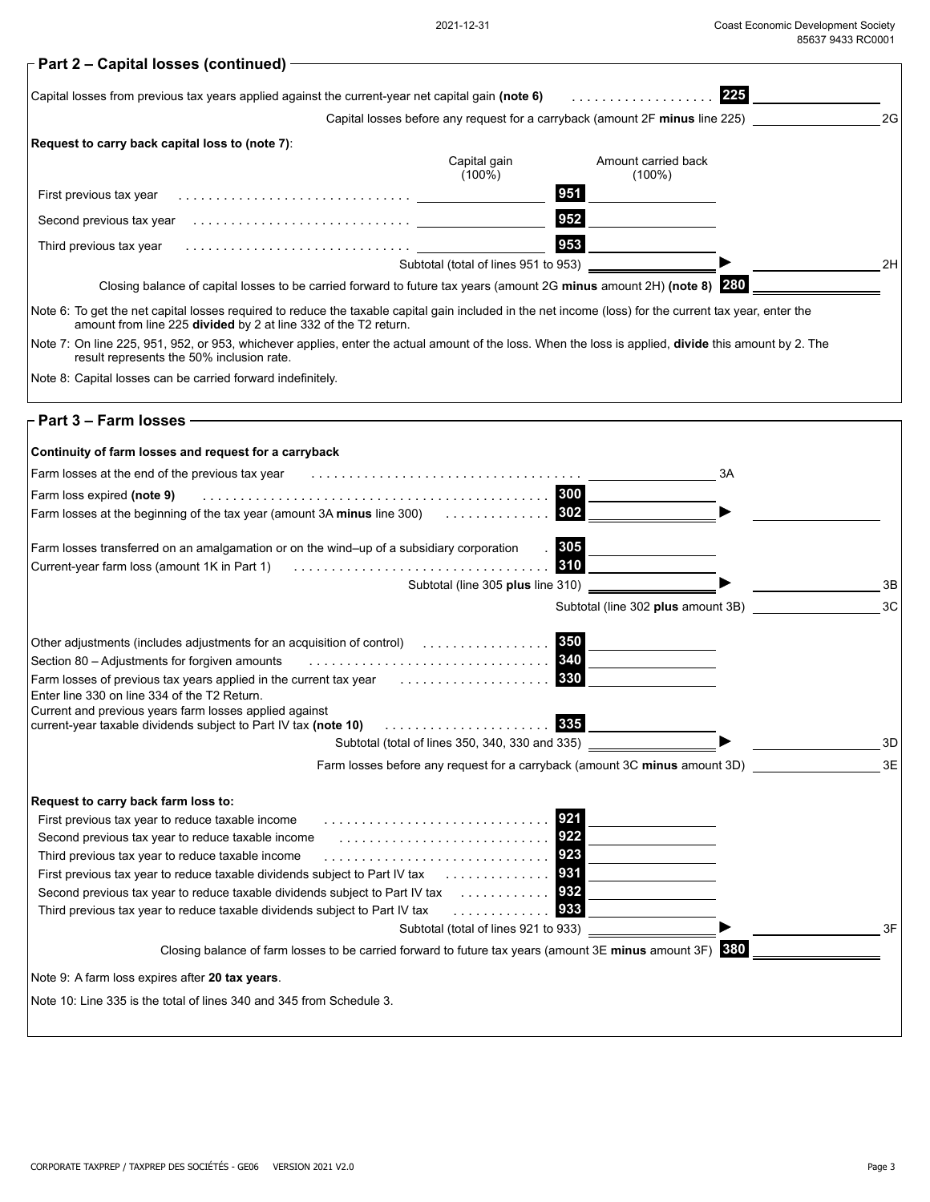## Part 2 – Capital losses (continued)

Capital losses from previous tax years applied against the current-year net capital gain **(note 6)** ..... **225** ________

Capital losses before any request for a carryback (amount 2F **minus** line 225) ________ 2G

**Request to carry back capital loss to (note 7)**:

| | Capital gain (100%) | | Amount carried back (100%) |
|---|---|---|---|
| First previous tax year | | 951 | |
| Second previous tax year | | 952 | |
| Third previous tax year | | 953 | |

Subtotal (total of lines 951 to 953) ________ ► ________ 2H

Closing balance of capital losses to be carried forward to future tax years (amount 2G **minus** amount 2H) **(note 8)** **280** ________

Note 6: To get the net capital losses required to reduce the taxable capital gain included in the net income (loss) for the current tax year, enter the amount from line 225 **divided** by 2 at line 332 of the T2 return.

Note 7: On line 225, 951, 952, or 953, whichever applies, enter the actual amount of the loss. When the loss is applied, **divide** this amount by 2. The result represents the 50% inclusion rate.

Note 8: Capital losses can be carried forward indefinitely.

## Part 3 – Farm losses

**Continuity of farm losses and request for a carryback**

Farm losses at the end of the previous tax year ________ 3A

Farm loss expired **(note 9)** ..... **300** ________

Farm losses at the beginning of the tax year (amount 3A **minus** line 300) ..... **302** ________ ► ________

Farm losses transferred on an amalgamation or on the wind–up of a subsidiary corporation ..... **305** ________

Current-year farm loss (amount 1K in Part 1) ..... **310** ________

Subtotal (line 305 **plus** line 310) ________ ► ________ 3B

Subtotal (line 302 **plus** amount 3B) ________ 3C

Other adjustments (includes adjustments for an acquisition of control) ..... **350** ________

Section 80 – Adjustments for forgiven amounts ..... **340** ________

Farm losses of previous tax years applied in the current tax year ..... **330** ________

Enter line 330 on line 334 of the T2 Return.

Current and previous years farm losses applied against current-year taxable dividends subject to Part IV tax **(note 10)** ..... **335** ________

Subtotal (total of lines 350, 340, 330 and 335) ________ ► ________ 3D

Farm losses before any request for a carryback (amount 3C **minus** amount 3D) ________ 3E

**Request to carry back farm loss to:**

First previous tax year to reduce taxable income ..... **921** ________

Second previous tax year to reduce taxable income ..... **922** ________

Third previous tax year to reduce taxable income ..... **923** ________

First previous tax year to reduce taxable dividends subject to Part IV tax ..... **931** ________

Second previous tax year to reduce taxable dividends subject to Part IV tax ..... **932** ________

Third previous tax year to reduce taxable dividends subject to Part IV tax ..... **933** ________

Subtotal (total of lines 921 to 933) ________ ► ________ 3F

Closing balance of farm losses to be carried forward to future tax years (amount 3E **minus** amount 3F) **380** ________

Note 9: A farm loss expires after **20 tax years**.

Note 10: Line 335 is the total of lines 340 and 345 from Schedule 3.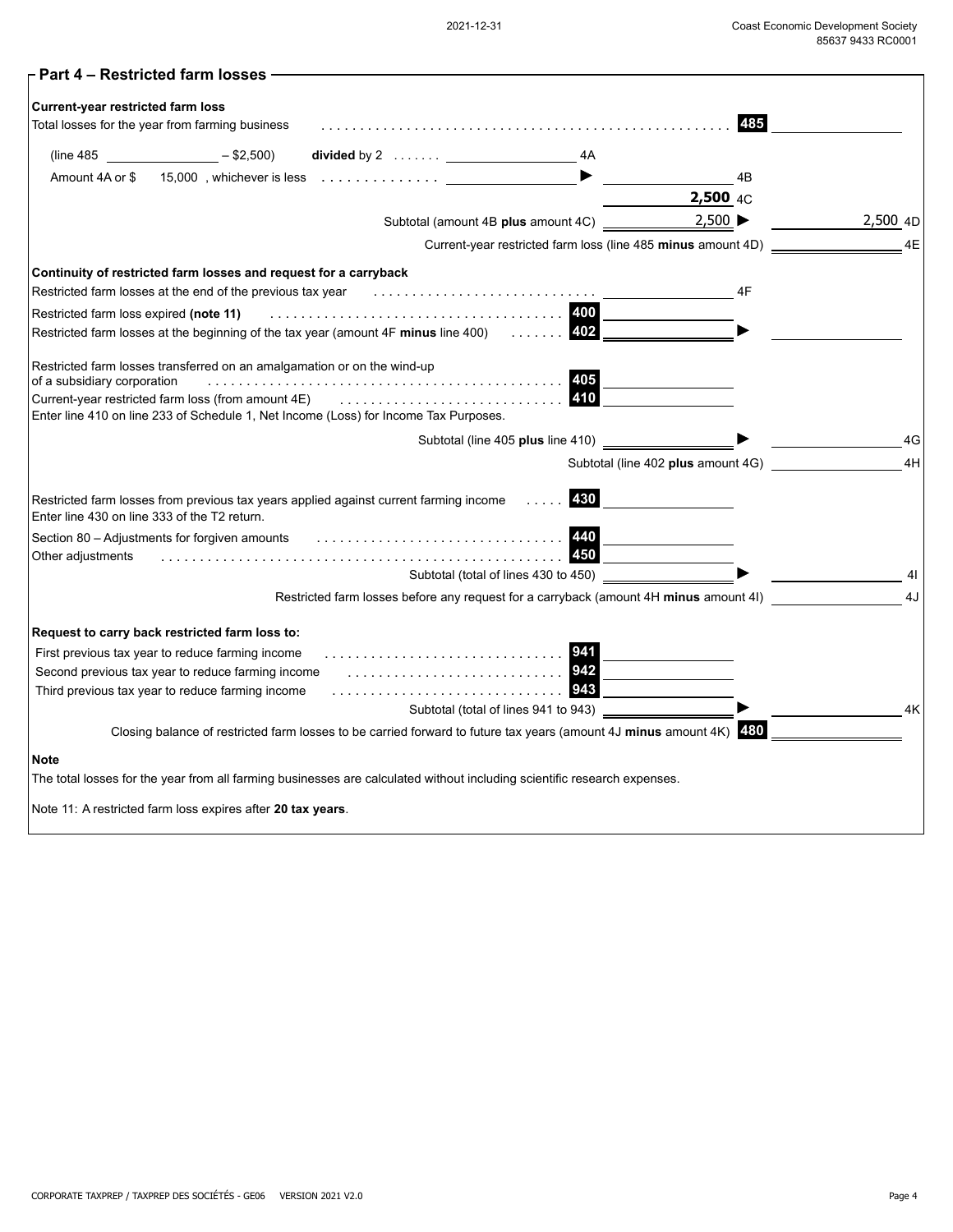## Part 4 – Restricted farm losses

**Current-year restricted farm loss**

| | | | | |
|---|---|---|---|---|
| Total losses for the year from farming business | | **485** | | |
| (line 485 ______ – $2,500) **divided** by 2 | | 4A | | |
| Amount 4A or $ 15,000 , whichever is less | ▶ | | | 4B |
| | | **2,500** | | 4C |
| Subtotal (amount 4B **plus** amount 4C) | | 2,500 | ▶ 2,500 | 4D |
| Current-year restricted farm loss (line 485 **minus** amount 4D) | | | | 4E |

**Continuity of restricted farm losses and request for a carryback**

| | | | | |
|---|---|---|---|---|
| Restricted farm losses at the end of the previous tax year | | | | 4F |
| Restricted farm loss expired **(note 11)** | **400** | | | |
| Restricted farm losses at the beginning of the tax year (amount 4F **minus** line 400) | **402** | | ▶ | |
| Restricted farm losses transferred on an amalgamation or on the wind-up of a subsidiary corporation | **405** | | | |
| Current-year restricted farm loss (from amount 4E) Enter line 410 on line 233 of Schedule 1, Net Income (Loss) for Income Tax Purposes. | **410** | | | |
| Subtotal (line 405 **plus** line 410) | | | ▶ | 4G |
| Subtotal (line 402 **plus** amount 4G) | | | | 4H |
| Restricted farm losses from previous tax years applied against current farming income Enter line 430 on line 333 of the T2 return. | **430** | | | |
| Section 80 – Adjustments for forgiven amounts | **440** | | | |
| Other adjustments | **450** | | | |
| Subtotal (total of lines 430 to 450) | | | ▶ | 4I |
| Restricted farm losses before any request for a carryback (amount 4H **minus** amount 4I) | | | | 4J |

**Request to carry back restricted farm loss to:**

| | | | | |
|---|---|---|---|---|
| First previous tax year to reduce farming income | **941** | | | |
| Second previous tax year to reduce farming income | **942** | | | |
| Third previous tax year to reduce farming income | **943** | | | |
| Subtotal (total of lines 941 to 943) | | | ▶ | 4K |
| Closing balance of restricted farm losses to be carried forward to future tax years (amount 4J **minus** amount 4K) | **480** | | | |

**Note**

The total losses for the year from all farming businesses are calculated without including scientific research expenses.

Note 11: A restricted farm loss expires after **20 tax years**.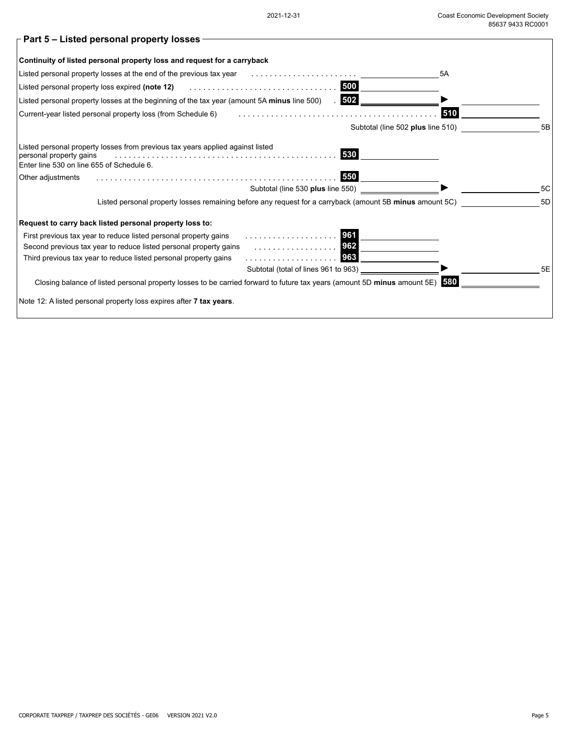## Part 5 – Listed personal property losses

**Continuity of listed personal property loss and request for a carryback**

| | | | | |
|---|---|---|---|---|
| Listed personal property losses at the end of the previous tax year | | | | 5A |
| Listed personal property loss expired **(note 12)** | 500 | | | |
| Listed personal property losses at the beginning of the tax year (amount 5A **minus** line 500) | 502 | | ► | |
| Current-year listed personal property loss (from Schedule 6) | | | 510 | |
| | | Subtotal (line 502 **plus** line 510) | | 5B |
| Listed personal property losses from previous tax years applied against listed personal property gains<br>Enter line 530 on line 655 of Schedule 6. | 530 | | | |
| Other adjustments | 550 | | | |
| | | Subtotal (line 530 **plus** line 550) | ► | 5C |
| Listed personal property losses remaining before any request for a carryback (amount 5B **minus** amount 5C) | | | | 5D |

**Request to carry back listed personal property loss to:**

| | | | | |
|---|---|---|---|---|
| First previous tax year to reduce listed personal property gains | 961 | | | |
| Second previous tax year to reduce listed personal property gains | 962 | | | |
| Third previous tax year to reduce listed personal property gains | 963 | | | |
| | | Subtotal (total of lines 961 to 963) | ► | 5E |
| Closing balance of listed personal property losses to be carried forward to future tax years (amount 5D **minus** amount 5E) | | | 580 | |

Note 12: A listed personal property loss expires after **7 tax years**.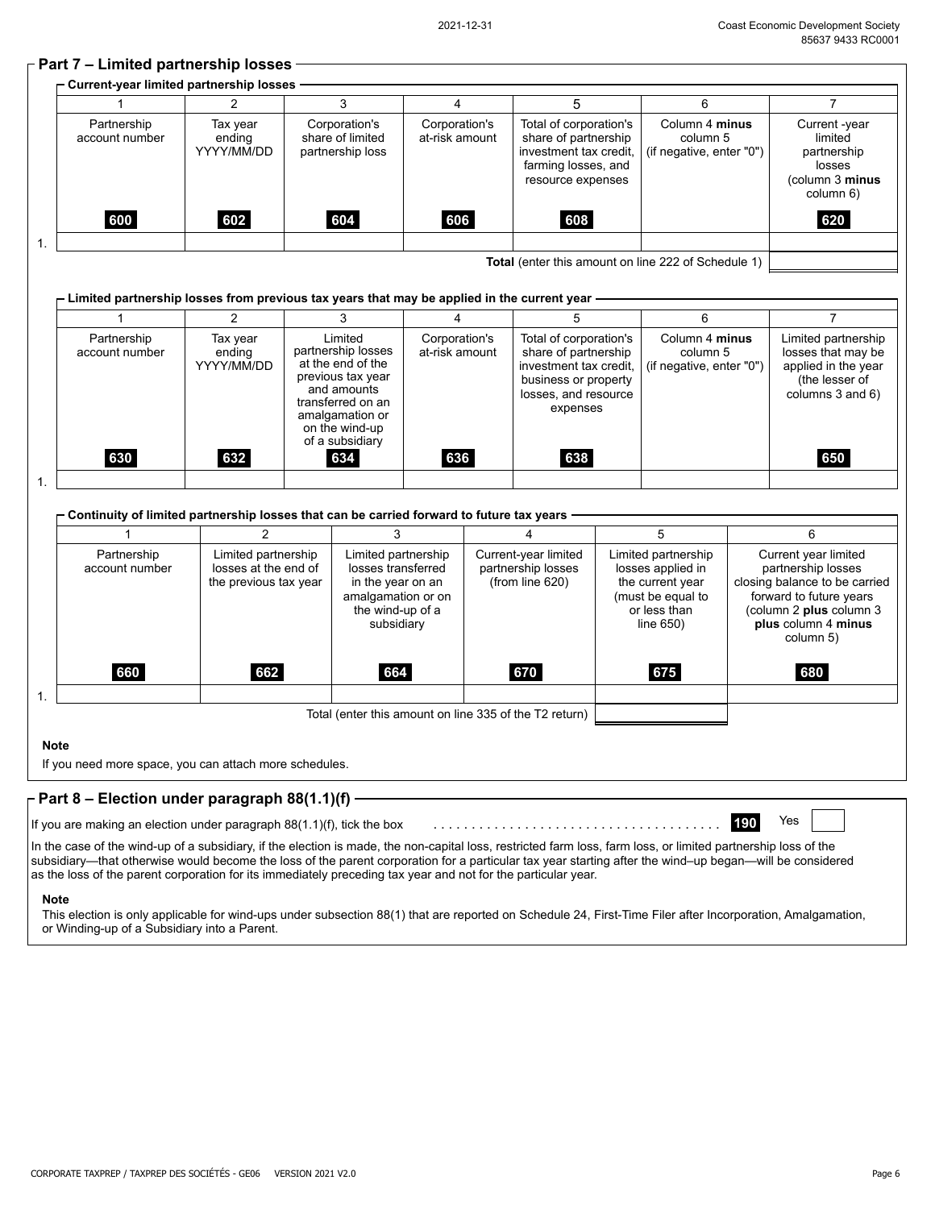## Part 7 – Limited partnership losses

### Current-year limited partnership losses

| | 1 | 2 | 3 | 4 | 5 | 6 | 7 |
|---|---|---|---|---|---|---|---|
| | Partnership account number | Tax year ending YYYY/MM/DD | Corporation's share of limited partnership loss | Corporation's at-risk amount | Total of corporation's share of partnership investment tax credit, farming losses, and resource expenses | Column 4 **minus** column 5 (if negative, enter "0") | Current -year limited partnership losses (column 3 **minus** column 6) |
| | 600 | 602 | 604 | 606 | 608 | | 620 |
| 1. | | | | | | | |

**Total** (enter this amount on line 222 of Schedule 1)

### Limited partnership losses from previous tax years that may be applied in the current year

| | 1 | 2 | 3 | 4 | 5 | 6 | 7 |
|---|---|---|---|---|---|---|---|
| | Partnership account number | Tax year ending YYYY/MM/DD | Limited partnership losses at the end of the previous tax year and amounts transferred on an amalgamation or on the wind-up of a subsidiary | Corporation's at-risk amount | Total of corporation's share of partnership investment tax credit, business or property losses, and resource expenses | Column 4 **minus** column 5 (if negative, enter "0") | Limited partnership losses that may be applied in the year (the lesser of columns 3 and 6) |
| | 630 | 632 | 634 | 636 | 638 | | 650 |
| 1. | | | | | | | |

### Continuity of limited partnership losses that can be carried forward to future tax years

| | 1 | 2 | 3 | 4 | 5 | 6 |
|---|---|---|---|---|---|---|
| | Partnership account number | Limited partnership losses at the end of the previous tax year | Limited partnership losses transferred in the year on an amalgamation or on the wind-up of a subsidiary | Current-year limited partnership losses (from line 620) | Limited partnership losses applied in the current year (must be equal to or less than line 650) | Current year limited partnership losses closing balance to be carried forward to future years (column 2 **plus** column 3 **plus** column 4 **minus** column 5) |
| | 660 | 662 | 664 | 670 | 675 | 680 |
| 1. | | | | | | |

Total (enter this amount on line 335 of the T2 return)

**Note**

If you need more space, you can attach more schedules.

## Part 8 – Election under paragraph 88(1.1)(f)

If you are making an election under paragraph 88(1.1)(f), tick the box . . . . . . . . . . . . . . . . . . . . . . . . . . . . . . . . . . . . . . **190** Yes

In the case of the wind-up of a subsidiary, if the election is made, the non-capital loss, restricted farm loss, farm loss, or limited partnership loss of the subsidiary—that otherwise would become the loss of the parent corporation for a particular tax year starting after the wind–up began—will be considered as the loss of the parent corporation for its immediately preceding tax year and not for the particular year.

**Note**

This election is only applicable for wind-ups under subsection 88(1) that are reported on Schedule 24, First-Time Filer after Incorporation, Amalgamation, or Winding-up of a Subsidiary into a Parent.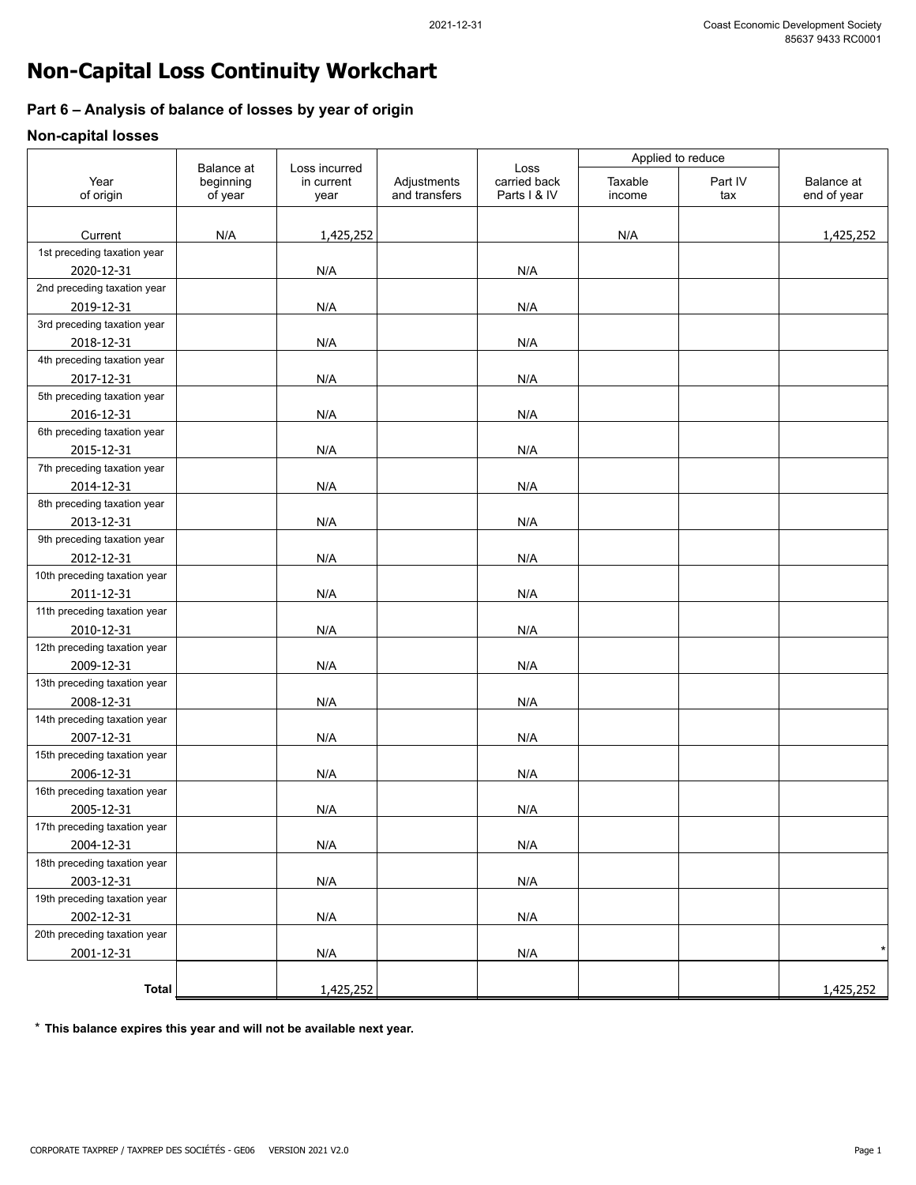# Non-Capital Loss Continuity Workchart

## Part 6 – Analysis of balance of losses by year of origin

### Non-capital losses

| Year of origin | Balance at beginning of year | Loss incurred in current year | Adjustments and transfers | Loss carried back Parts I & IV | Applied to reduce | | Balance at end of year |
|---|---|---|---|---|---|---|---|
| | | | | | Taxable income | Part IV tax | |
| Current | N/A | 1,425,252 | | | N/A | | 1,425,252 |
| 1st preceding taxation year 2020-12-31 | | N/A | | N/A | | | |
| 2nd preceding taxation year 2019-12-31 | | N/A | | N/A | | | |
| 3rd preceding taxation year 2018-12-31 | | N/A | | N/A | | | |
| 4th preceding taxation year 2017-12-31 | | N/A | | N/A | | | |
| 5th preceding taxation year 2016-12-31 | | N/A | | N/A | | | |
| 6th preceding taxation year 2015-12-31 | | N/A | | N/A | | | |
| 7th preceding taxation year 2014-12-31 | | N/A | | N/A | | | |
| 8th preceding taxation year 2013-12-31 | | N/A | | N/A | | | |
| 9th preceding taxation year 2012-12-31 | | N/A | | N/A | | | |
| 10th preceding taxation year 2011-12-31 | | N/A | | N/A | | | |
| 11th preceding taxation year 2010-12-31 | | N/A | | N/A | | | |
| 12th preceding taxation year 2009-12-31 | | N/A | | N/A | | | |
| 13th preceding taxation year 2008-12-31 | | N/A | | N/A | | | |
| 14th preceding taxation year 2007-12-31 | | N/A | | N/A | | | |
| 15th preceding taxation year 2006-12-31 | | N/A | | N/A | | | |
| 16th preceding taxation year 2005-12-31 | | N/A | | N/A | | | |
| 17th preceding taxation year 2004-12-31 | | N/A | | N/A | | | |
| 18th preceding taxation year 2003-12-31 | | N/A | | N/A | | | |
| 19th preceding taxation year 2002-12-31 | | N/A | | N/A | | | |
| 20th preceding taxation year 2001-12-31 | | N/A | | N/A | | | * |
| **Total** | | 1,425,252 | | | | | 1,425,252 |

\* **This balance expires this year and will not be available next year.**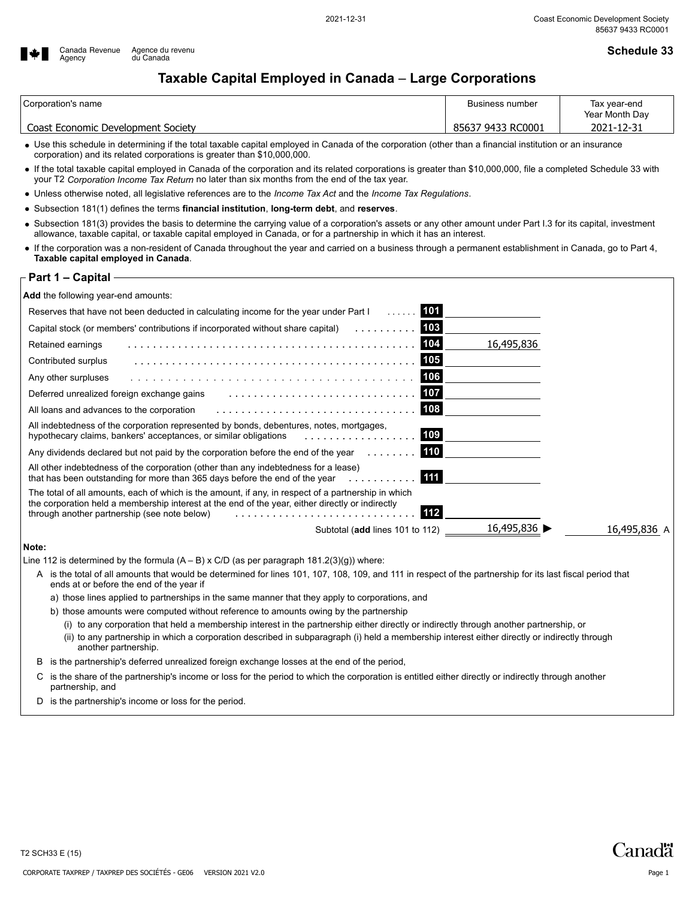Canada Revenue Agency / Agence du revenu du Canada

**Schedule 33**

# Taxable Capital Employed in Canada – Large Corporations

| Corporation's name | Business number | Tax year-end Year Month Day |
|---|---|---|
| Coast Economic Development Society | 85637 9433 RC0001 | 2021-12-31 |

- Use this schedule in determining if the total taxable capital employed in Canada of the corporation (other than a financial institution or an insurance corporation) and its related corporations is greater than $10,000,000.
- If the total taxable capital employed in Canada of the corporation and its related corporations is greater than $10,000,000, file a completed Schedule 33 with your T2 *Corporation Income Tax Return* no later than six months from the end of the tax year.
- Unless otherwise noted, all legislative references are to the *Income Tax Act* and the *Income Tax Regulations*.
- Subsection 181(1) defines the terms **financial institution**, **long-term debt**, and **reserves**.
- Subsection 181(3) provides the basis to determine the carrying value of a corporation's assets or any other amount under Part I.3 for its capital, investment allowance, taxable capital, or taxable capital employed in Canada, or for a partnership in which it has an interest.
- If the corporation was a non-resident of Canada throughout the year and carried on a business through a permanent establishment in Canada, go to Part 4, **Taxable capital employed in Canada**.

## Part 1 – Capital

**Add** the following year-end amounts:

| | Line | Amount | Total |
|---|---|---|---|
| Reserves that have not been deducted in calculating income for the year under Part I | 101 | | |
| Capital stock (or members' contributions if incorporated without share capital) | 103 | | |
| Retained earnings | 104 | 16,495,836 | |
| Contributed surplus | 105 | | |
| Any other surpluses | 106 | | |
| Deferred unrealized foreign exchange gains | 107 | | |
| All loans and advances to the corporation | 108 | | |
| All indebtedness of the corporation represented by bonds, debentures, notes, mortgages, hypothecary claims, bankers' acceptances, or similar obligations | 109 | | |
| Any dividends declared but not paid by the corporation before the end of the year | 110 | | |
| All other indebtedness of the corporation (other than any indebtedness for a lease) that has been outstanding for more than 365 days before the end of the year | 111 | | |
| The total of all amounts, each of which is the amount, if any, in respect of a partnership in which the corporation held a membership interest at the end of the year, either directly or indirectly through another partnership (see note below) | 112 | | |
| Subtotal (**add** lines 101 to 112) | | 16,495,836 ► | 16,495,836 A |

**Note:**

Line 112 is determined by the formula $(A – B) \times C/D$ (as per paragraph 181.2(3)(g)) where:

A is the total of all amounts that would be determined for lines 101, 107, 108, 109, and 111 in respect of the partnership for its last fiscal period that ends at or before the end of the year if

a) those lines applied to partnerships in the same manner that they apply to corporations, and

b) those amounts were computed without reference to amounts owing by the partnership

(i) to any corporation that held a membership interest in the partnership either directly or indirectly through another partnership, or

(ii) to any partnership in which a corporation described in subparagraph (i) held a membership interest either directly or indirectly through another partnership.

B is the partnership's deferred unrealized foreign exchange losses at the end of the period,

C is the share of the partnership's income or loss for the period to which the corporation is entitled either directly or indirectly through another partnership, and

D is the partnership's income or loss for the period.

T2 SCH33 E (15)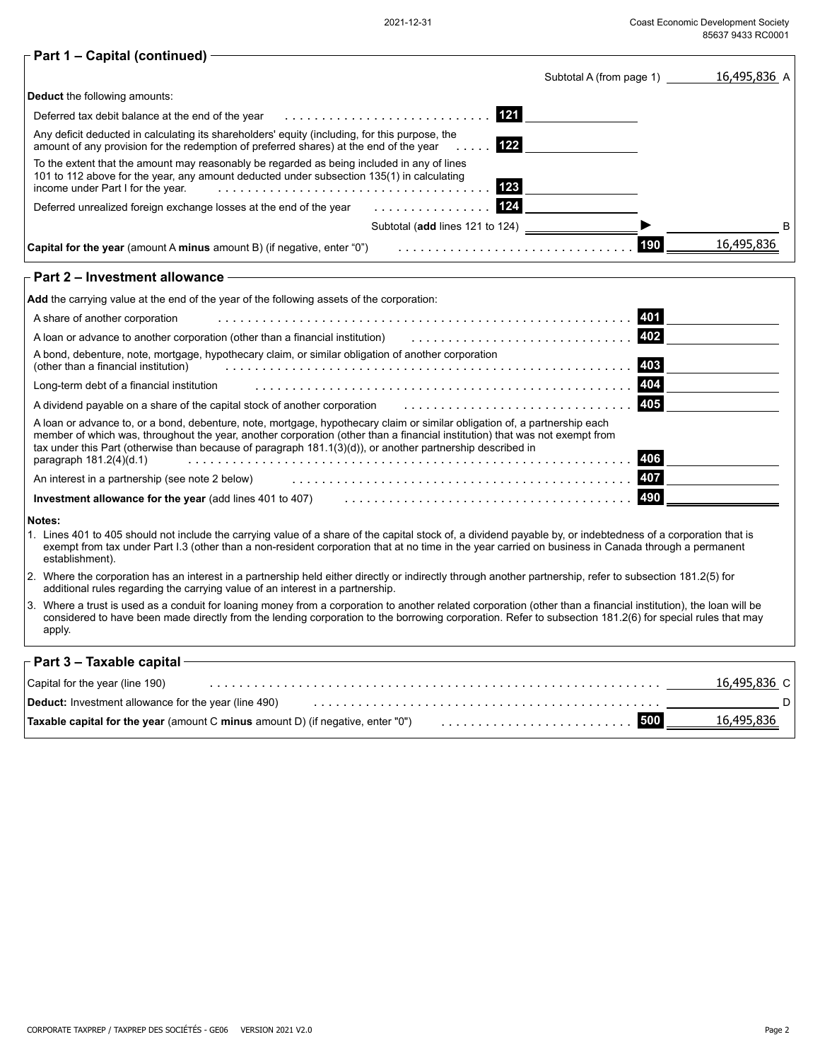## Part 1 – Capital (continued)

| | | | |
|---|---|---|---|
| | Subtotal A (from page 1) | | 16,495,836 A |
| **Deduct** the following amounts: | | | |
| Deferred tax debit balance at the end of the year | 121 | | |
| Any deficit deducted in calculating its shareholders' equity (including, for this purpose, the amount of any provision for the redemption of preferred shares) at the end of the year | 122 | | |
| To the extent that the amount may reasonably be regarded as being included in any of lines 101 to 112 above for the year, any amount deducted under subsection 135(1) in calculating income under Part I for the year. | 123 | | |
| Deferred unrealized foreign exchange losses at the end of the year | 124 | | |
| Subtotal (**add** lines 121 to 124) | | ► | B |
| **Capital for the year** (amount A **minus** amount B) (if negative, enter "0") | | 190 | 16,495,836 |

## Part 2 – Investment allowance

**Add** the carrying value at the end of the year of the following assets of the corporation:

| | | |
|---|---|---|
| A share of another corporation | 401 | |
| A loan or advance to another corporation (other than a financial institution) | 402 | |
| A bond, debenture, note, mortgage, hypothecary claim, or similar obligation of another corporation (other than a financial institution) | 403 | |
| Long-term debt of a financial institution | 404 | |
| A dividend payable on a share of the capital stock of another corporation | 405 | |
| A loan or advance to, or a bond, debenture, note, mortgage, hypothecary claim or similar obligation of, a partnership each member of which was, throughout the year, another corporation (other than a financial institution) that was not exempt from tax under this Part (otherwise than because of paragraph 181.1(3)(d)), or another partnership described in paragraph 181.2(4)(d.1) | 406 | |
| An interest in a partnership (see note 2 below) | 407 | |
| **Investment allowance for the year** (add lines 401 to 407) | 490 | |

**Notes:**

1. Lines 401 to 405 should not include the carrying value of a share of the capital stock of, a dividend payable by, or indebtedness of a corporation that is exempt from tax under Part I.3 (other than a non-resident corporation that at no time in the year carried on business in Canada through a permanent establishment).
2. Where the corporation has an interest in a partnership held either directly or indirectly through another partnership, refer to subsection 181.2(5) for additional rules regarding the carrying value of an interest in a partnership.
3. Where a trust is used as a conduit for loaning money from a corporation to another related corporation (other than a financial institution), the loan will be considered to have been made directly from the lending corporation to the borrowing corporation. Refer to subsection 181.2(6) for special rules that may apply.

## Part 3 – Taxable capital

| | | |
|---|---|---|
| Capital for the year (line 190) | | 16,495,836 C |
| **Deduct:** Investment allowance for the year (line 490) | | D |
| **Taxable capital for the year** (amount C **minus** amount D) (if negative, enter "0") | 500 | 16,495,836 |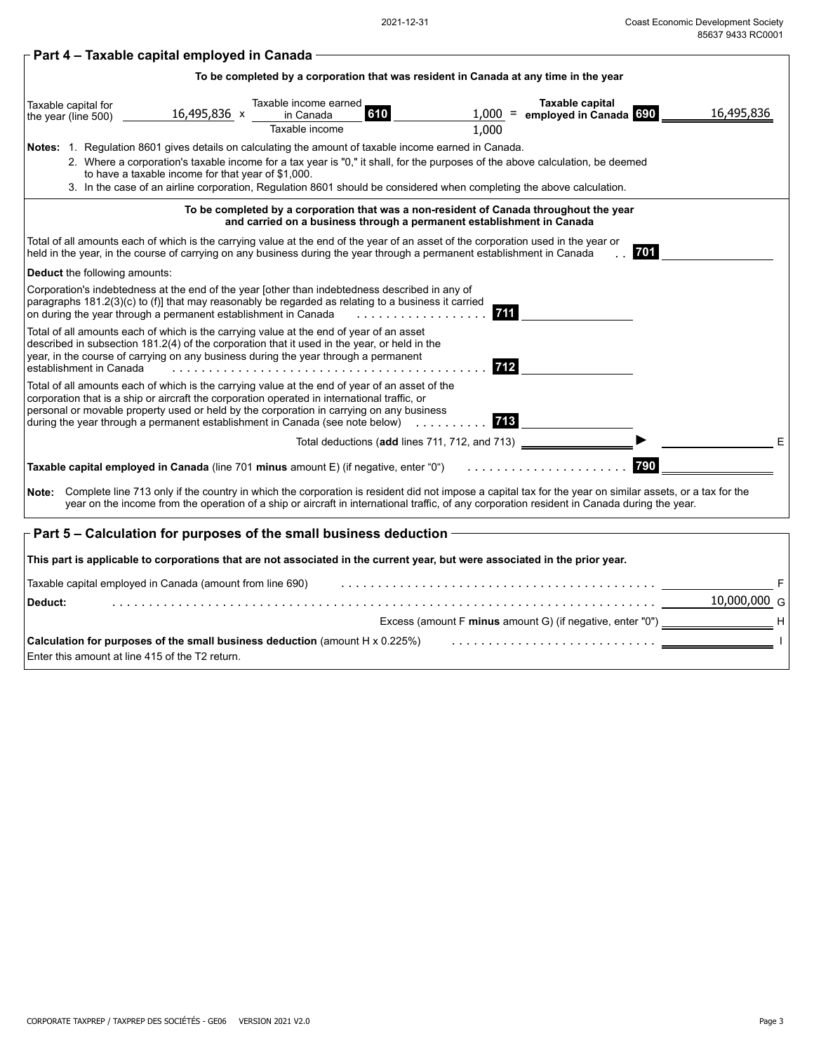## Part 4 – Taxable capital employed in Canada

**To be completed by a corporation that was resident in Canada at any time in the year**

Taxable capital for the year (line 500) 16,495,836 x Taxable income earned in Canada **610** 1,000 / Taxable income 1,000 = **Taxable capital employed in Canada** **690** 16,495,836

**Notes:**
1. Regulation 8601 gives details on calculating the amount of taxable income earned in Canada.
2. Where a corporation's taxable income for a tax year is "0," it shall, for the purposes of the above calculation, be deemed to have a taxable income for that year of $1,000.
3. In the case of an airline corporation, Regulation 8601 should be considered when completing the above calculation.

**To be completed by a corporation that was a non-resident of Canada throughout the year and carried on a business through a permanent establishment in Canada**

Total of all amounts each of which is the carrying value at the end of the year of an asset of the corporation used in the year or held in the year, in the course of carrying on any business during the year through a permanent establishment in Canada . . **701** ______

**Deduct** the following amounts:

Corporation's indebtedness at the end of the year [other than indebtedness described in any of paragraphs 181.2(3)(c) to (f)] that may reasonably be regarded as relating to a business it carried on during the year through a permanent establishment in Canada . . . . . . . . . . . . . . . . . . **711** ______

Total of all amounts each of which is the carrying value at the end of year of an asset described in subsection 181.2(4) of the corporation that it used in the year, or held in the year, in the course of carrying on any business during the year through a permanent establishment in Canada . . . . . . . . . . . . . . . . . . . . . . . . . . . . . . . . . . . . . . . . . **712** ______

Total of all amounts each of which is the carrying value at the end of year of an asset of the corporation that is a ship or aircraft the corporation operated in international traffic, or personal or movable property used or held by the corporation in carrying on any business during the year through a permanent establishment in Canada (see note below) . . . . . . . . . **713** ______

Total deductions (**add** lines 711, 712, and 713) ______ ► ______ E

**Taxable capital employed in Canada** (line 701 **minus** amount E) (if negative, enter "0") . . . . . . . . . . . . . . . . . . . . . . **790** ______

**Note:** Complete line 713 only if the country in which the corporation is resident did not impose a capital tax for the year on similar assets, or a tax for the year on the income from the operation of a ship or aircraft in international traffic, of any corporation resident in Canada during the year.

## Part 5 – Calculation for purposes of the small business deduction

**This part is applicable to corporations that are not associated in the current year, but were associated in the prior year.**

| | | |
|---|---|---|
| Taxable capital employed in Canada (amount from line 690) | | F |
| **Deduct:** | 10,000,000 | G |
| Excess (amount F **minus** amount G) (if negative, enter "0") | | H |
| **Calculation for purposes of the small business deduction** (amount H x 0.225%) | | I |

Enter this amount at line 415 of the T2 return.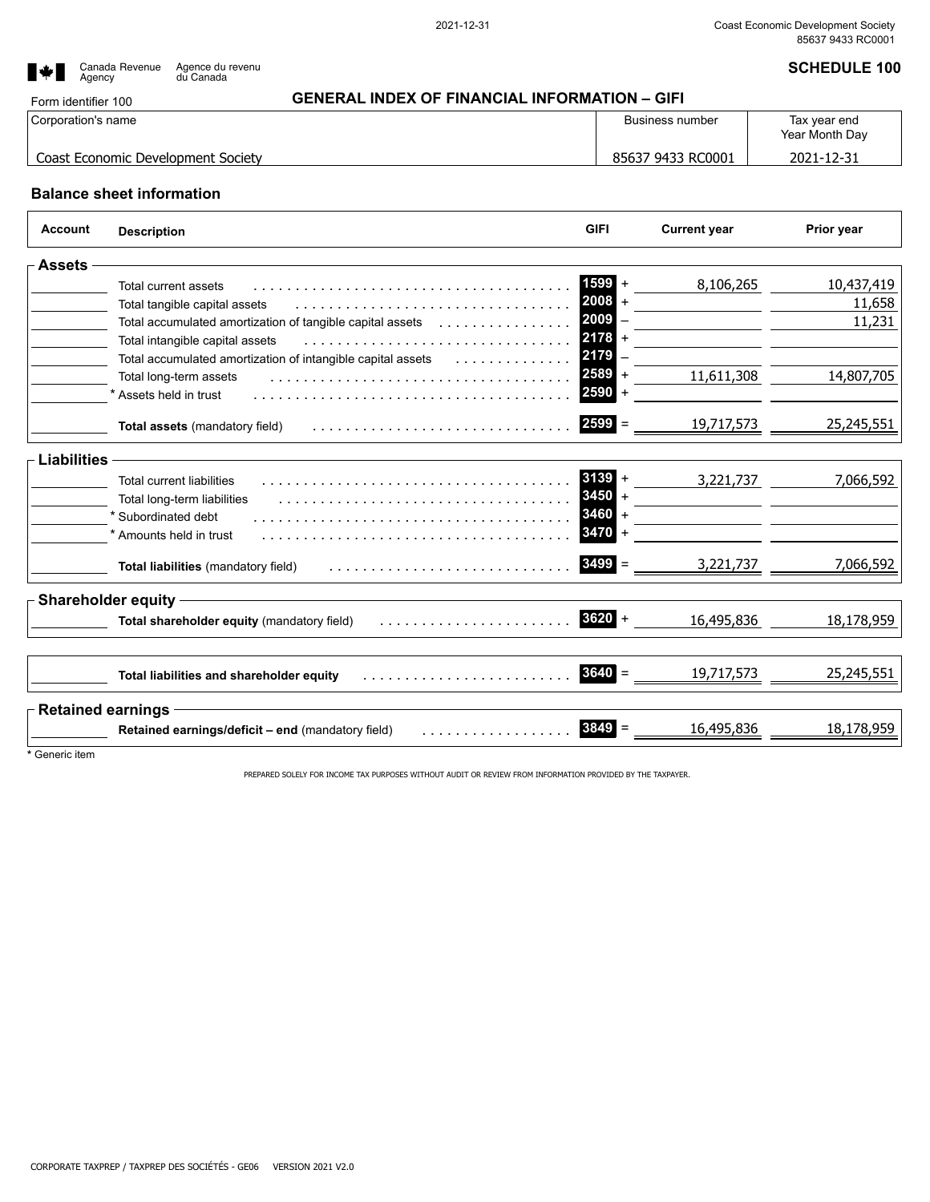Canada Revenue Agency / Agence du revenu du Canada

**SCHEDULE 100**

Form identifier 100

## GENERAL INDEX OF FINANCIAL INFORMATION – GIFI

| Corporation's name | Business number | Tax year end Year Month Day |
|---|---|---|
| Coast Economic Development Society | 85637 9433 RC0001 | 2021-12-31 |

### Balance sheet information

| Account | Description | GIFI | | Current year | Prior year |
|---|---|---|---|---|---|
| **Assets** | | | | | |
| | Total current assets | 1599 | + | 8,106,265 | 10,437,419 |
| | Total tangible capital assets | 2008 | + | | 11,658 |
| | Total accumulated amortization of tangible capital assets | 2009 | – | | 11,231 |
| | Total intangible capital assets | 2178 | + | | |
| | Total accumulated amortization of intangible capital assets | 2179 | – | | |
| | Total long-term assets | 2589 | + | 11,611,308 | 14,807,705 |
| | * Assets held in trust | 2590 | + | | |
| | **Total assets** (mandatory field) | 2599 | = | 19,717,573 | 25,245,551 |
| **Liabilities** | | | | | |
| | Total current liabilities | 3139 | + | 3,221,737 | 7,066,592 |
| | Total long-term liabilities | 3450 | + | | |
| | * Subordinated debt | 3460 | + | | |
| | * Amounts held in trust | 3470 | + | | |
| | **Total liabilities** (mandatory field) | 3499 | = | 3,221,737 | 7,066,592 |
| **Shareholder equity** | | | | | |
| | **Total shareholder equity** (mandatory field) | 3620 | + | 16,495,836 | 18,178,959 |
| | **Total liabilities and shareholder equity** | 3640 | = | 19,717,573 | 25,245,551 |
| **Retained earnings** | | | | | |
| | **Retained earnings/deficit – end** (mandatory field) | 3849 | = | 16,495,836 | 18,178,959 |

\* Generic item

PREPARED SOLELY FOR INCOME TAX PURPOSES WITHOUT AUDIT OR REVIEW FROM INFORMATION PROVIDED BY THE TAXPAYER.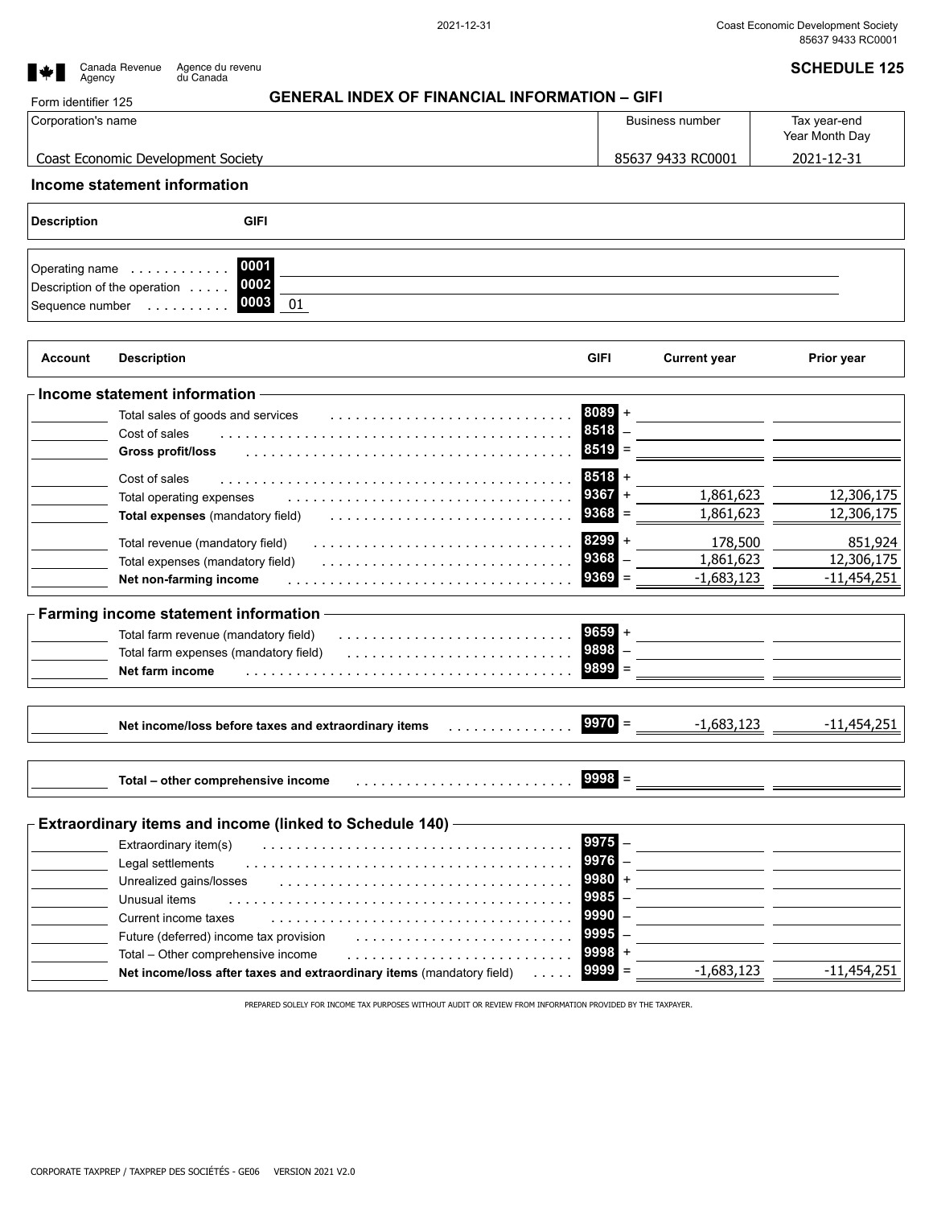Canada Revenue Agency / Agence du revenu du Canada

**SCHEDULE 125**

Form identifier 125

## GENERAL INDEX OF FINANCIAL INFORMATION – GIFI

| Corporation's name | Business number | Tax year-end Year Month Day |
|---|---|---|
| Coast Economic Development Society | 85637 9433 RC0001 | 2021-12-31 |

### Income statement information

| Description | GIFI | |
|---|---|---|
| Operating name | 0001 | |
| Description of the operation | 0002 | |
| Sequence number | 0003 | 01 |

| Account | Description | GIFI | | Current year | Prior year |
|---|---|---|---|---|---|
| **Income statement information** | | | | | |
| | Total sales of goods and services | 8089 | + | | |
| | Cost of sales | 8518 | – | | |
| | **Gross profit/loss** | 8519 | = | | |
| | Cost of sales | 8518 | + | | |
| | Total operating expenses | 9367 | + | 1,861,623 | 12,306,175 |
| | **Total expenses** (mandatory field) | 9368 | = | 1,861,623 | 12,306,175 |
| | Total revenue (mandatory field) | 8299 | + | 178,500 | 851,924 |
| | Total expenses (mandatory field) | 9368 | – | 1,861,623 | 12,306,175 |
| | **Net non-farming income** | 9369 | = | -1,683,123 | -11,454,251 |
| **Farming income statement information** | | | | | |
| | Total farm revenue (mandatory field) | 9659 | + | | |
| | Total farm expenses (mandatory field) | 9898 | – | | |
| | **Net farm income** | 9899 | = | | |
| | **Net income/loss before taxes and extraordinary items** | 9970 | = | -1,683,123 | -11,454,251 |
| | **Total – other comprehensive income** | 9998 | = | | |
| **Extraordinary items and income (linked to Schedule 140)** | | | | | |
| | Extraordinary item(s) | 9975 | – | | |
| | Legal settlements | 9976 | – | | |
| | Unrealized gains/losses | 9980 | + | | |
| | Unusual items | 9985 | – | | |
| | Current income taxes | 9990 | – | | |
| | Future (deferred) income tax provision | 9995 | – | | |
| | Total – Other comprehensive income | 9998 | + | | |
| | **Net income/loss after taxes and extraordinary items** (mandatory field) | 9999 | = | -1,683,123 | -11,454,251 |

PREPARED SOLELY FOR INCOME TAX PURPOSES WITHOUT AUDIT OR REVIEW FROM INFORMATION PROVIDED BY THE TAXPAYER.

CORPORATE TAXPREP / TAXPREP DES SOCIÉTÉS - GE06 VERSION 2021 V2.0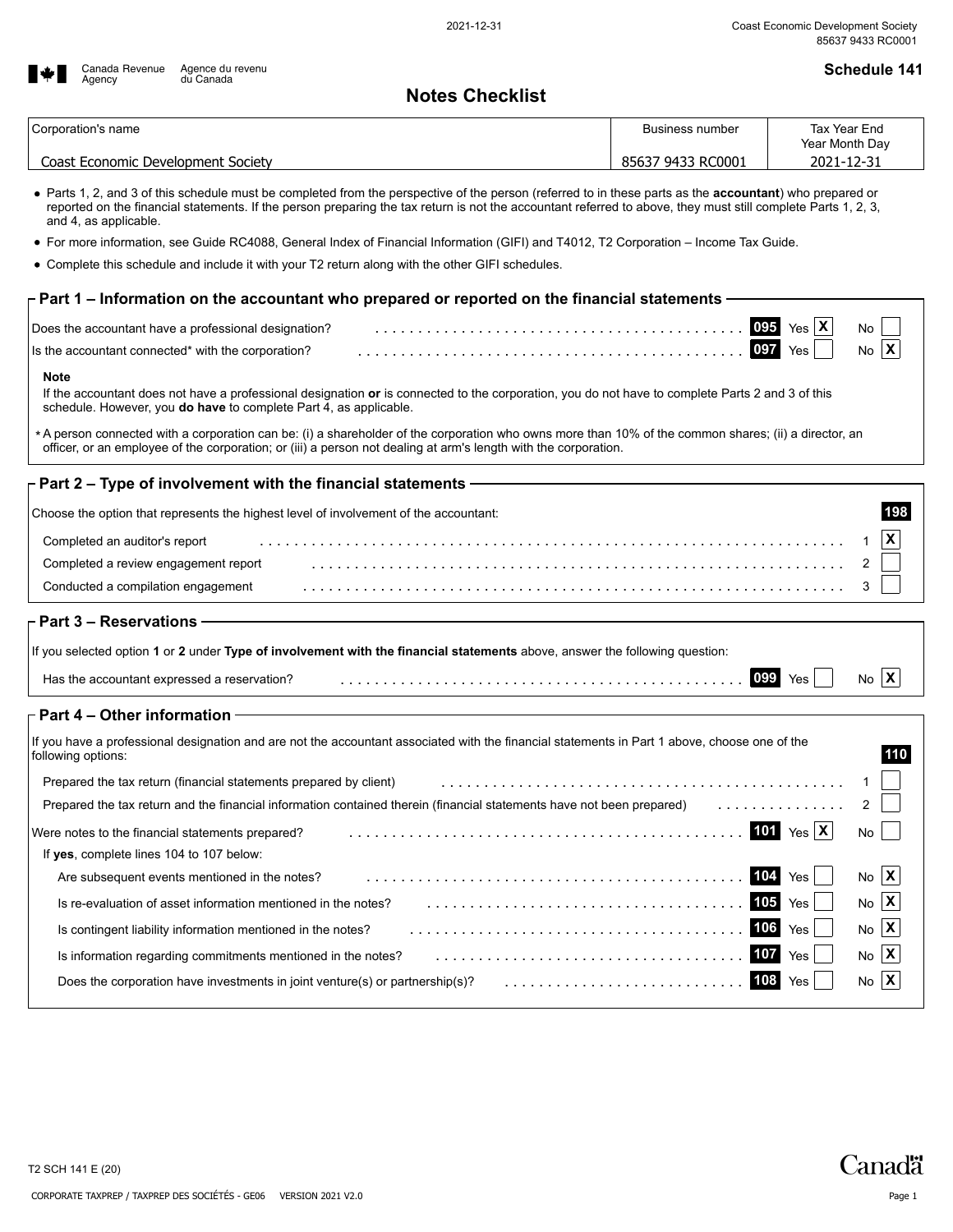Canada Revenue Agency / Agence du revenu du Canada

**Schedule 141**

# Notes Checklist

| Corporation's name | Business number | Tax Year End Year Month Day |
|---|---|---|
| Coast Economic Development Society | 85637 9433 RC0001 | 2021-12-31 |

- Parts 1, 2, and 3 of this schedule must be completed from the perspective of the person (referred to in these parts as the **accountant**) who prepared or reported on the financial statements. If the person preparing the tax return is not the accountant referred to above, they must still complete Parts 1, 2, 3, and 4, as applicable.
- For more information, see Guide RC4088, General Index of Financial Information (GIFI) and T4012, T2 Corporation – Income Tax Guide.
- Complete this schedule and include it with your T2 return along with the other GIFI schedules.

## Part 1 – Information on the accountant who prepared or reported on the financial statements

Does the accountant have a professional designation? .......... **095** Yes [X] No [ ]

Is the accountant connected* with the corporation? .......... **097** Yes [ ] No [X]

**Note**

If the accountant does not have a professional designation **or** is connected to the corporation, you do not have to complete Parts 2 and 3 of this schedule. However, you **do have** to complete Part 4, as applicable.

* A person connected with a corporation can be: (i) a shareholder of the corporation who owns more than 10% of the common shares; (ii) a director, an officer, or an employee of the corporation; or (iii) a person not dealing at arm's length with the corporation.

## Part 2 – Type of involvement with the financial statements

Choose the option that represents the highest level of involvement of the accountant: **198**

- Completed an auditor's report .......... 1 [X]
- Completed a review engagement report .......... 2 [ ]
- Conducted a compilation engagement .......... 3 [ ]

## Part 3 – Reservations

If you selected option **1** or **2** under **Type of involvement with the financial statements** above, answer the following question:

Has the accountant expressed a reservation? .......... **099** Yes [ ] No [X]

## Part 4 – Other information

If you have a professional designation and are not the accountant associated with the financial statements in Part 1 above, choose one of the following options: **110**

- Prepared the tax return (financial statements prepared by client) .......... 1 [ ]
- Prepared the tax return and the financial information contained therein (financial statements have not been prepared) .......... 2 [ ]

Were notes to the financial statements prepared? .......... **101** Yes [X] No [ ]

If **yes**, complete lines 104 to 107 below:

- Are subsequent events mentioned in the notes? .......... **104** Yes [ ] No [X]
- Is re-evaluation of asset information mentioned in the notes? .......... **105** Yes [ ] No [X]
- Is contingent liability information mentioned in the notes? .......... **106** Yes [ ] No [X]
- Is information regarding commitments mentioned in the notes? .......... **107** Yes [ ] No [X]
- Does the corporation have investments in joint venture(s) or partnership(s)? .......... **108** Yes [ ] No [X]

T2 SCH 141 E (20)

CORPORATE TAXPREP / TAXPREP DES SOCIÉTÉS - GE06 VERSION 2021 V2.0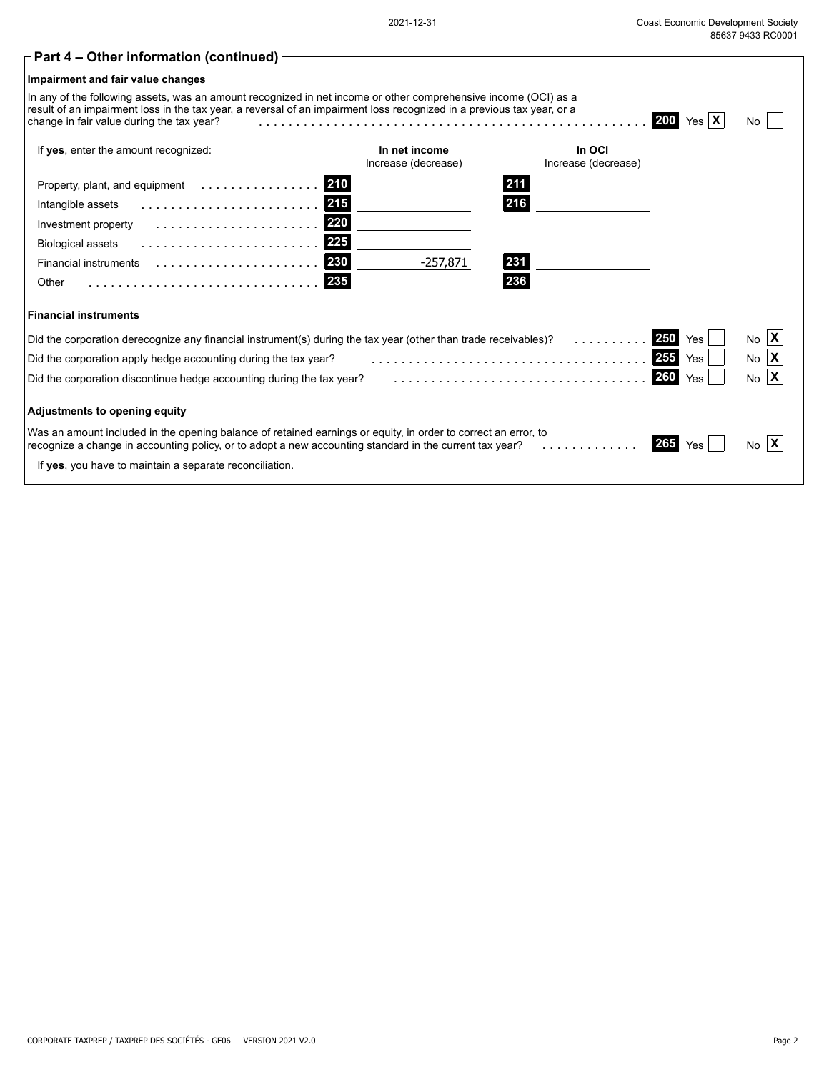## Part 4 – Other information (continued)

### Impairment and fair value changes

In any of the following assets, was an amount recognized in net income or other comprehensive income (OCI) as a result of an impairment loss in the tax year, a reversal of an impairment loss recognized in a previous tax year, or a change in fair value during the tax year? . . . . . **200** Yes [X] No [ ]

If **yes**, enter the amount recognized:

| | | In net income Increase (decrease) | | In OCI Increase (decrease) |
|---|---|---|---|---|
| Property, plant, and equipment | 210 | | 211 | |
| Intangible assets | 215 | | 216 | |
| Investment property | 220 | | | |
| Biological assets | 225 | | | |
| Financial instruments | 230 | -257,871 | 231 | |
| Other | 235 | | 236 | |

### Financial instruments

Did the corporation derecognize any financial instrument(s) during the tax year (other than trade receivables)? . . . . . **250** Yes [ ] No [X]

Did the corporation apply hedge accounting during the tax year? . . . . . **255** Yes [ ] No [X]

Did the corporation discontinue hedge accounting during the tax year? . . . . . **260** Yes [ ] No [X]

### Adjustments to opening equity

Was an amount included in the opening balance of retained earnings or equity, in order to correct an error, to recognize a change in accounting policy, or to adopt a new accounting standard in the current tax year? . . . . . **265** Yes [ ] No [X]

If **yes**, you have to maintain a separate reconciliation.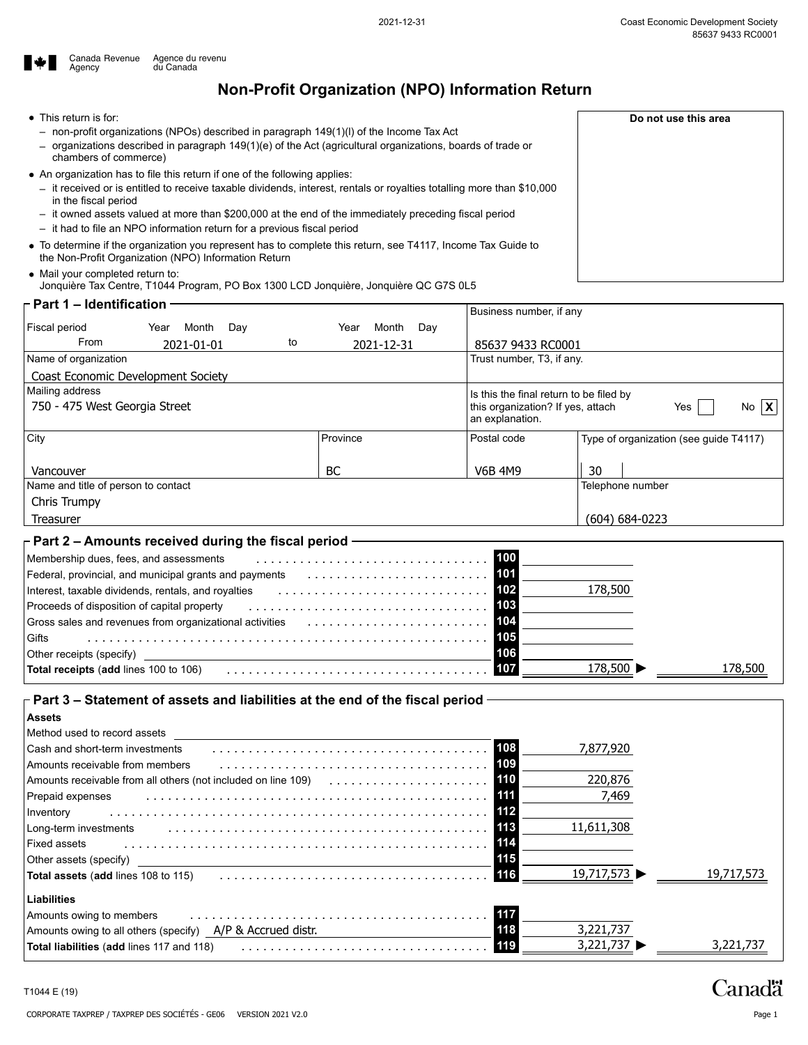Canada Revenue Agency / Agence du revenu du Canada

# Non-Profit Organization (NPO) Information Return

- This return is for:
  - non-profit organizations (NPOs) described in paragraph 149(1)(l) of the Income Tax Act
  - organizations described in paragraph 149(1)(e) of the Act (agricultural organizations, boards of trade or chambers of commerce)
- An organization has to file this return if one of the following applies:
  - it received or is entitled to receive taxable dividends, interest, rentals or royalties totalling more than $10,000 in the fiscal period
  - it owned assets valued at more than $200,000 at the end of the immediately preceding fiscal period
  - it had to file an NPO information return for a previous fiscal period
- To determine if the organization you represent has to complete this return, see T4117, Income Tax Guide to the Non-Profit Organization (NPO) Information Return
- Mail your completed return to:
  Jonquière Tax Centre, T1044 Program, PO Box 1300 LCD Jonquière, Jonquière QC G7S 0L5

Do not use this area

## Part 1 – Identification

| | |
|---|---|
| Fiscal period From (Year Month Day) | 2021-01-01 |
| to (Year Month Day) | 2021-12-31 |
| Business number, if any | 85637 9433 RC0001 |
| Name of organization | Coast Economic Development Society |
| Trust number, T3, if any. | |
| Mailing address | 750 - 475 West Georgia Street |
| Is this the final return to be filed by this organization? If yes, attach an explanation. | Yes [ ] No [X] |
| City | Vancouver |
| Province | BC |
| Postal code | V6B 4M9 |
| Type of organization (see guide T4117) | 30 |
| Name and title of person to contact | Chris Trumpy, Treasurer |
| Telephone number | (604) 684-0223 |

## Part 2 – Amounts received during the fiscal period

| | Line | Amount | Total |
|---|---|---|---|
| Membership dues, fees, and assessments | 100 | | |
| Federal, provincial, and municipal grants and payments | 101 | | |
| Interest, taxable dividends, rentals, and royalties | 102 | 178,500 | |
| Proceeds of disposition of capital property | 103 | | |
| Gross sales and revenues from organizational activities | 104 | | |
| Gifts | 105 | | |
| Other receipts (specify) | 106 | | |
| **Total receipts** (**add** lines 100 to 106) | 107 | 178,500 ► | 178,500 |

## Part 3 – Statement of assets and liabilities at the end of the fiscal period

**Assets**

| | Line | Amount | Total |
|---|---|---|---|
| Method used to record assets | | | |
| Cash and short-term investments | 108 | 7,877,920 | |
| Amounts receivable from members | 109 | | |
| Amounts receivable from all others (not included on line 109) | 110 | 220,876 | |
| Prepaid expenses | 111 | 7,469 | |
| Inventory | 112 | | |
| Long-term investments | 113 | 11,611,308 | |
| Fixed assets | 114 | | |
| Other assets (specify) | 115 | | |
| **Total assets** (**add** lines 108 to 115) | 116 | 19,717,573 ► | 19,717,573 |

**Liabilities**

| | Line | Amount | Total |
|---|---|---|---|
| Amounts owing to members | 117 | | |
| Amounts owing to all others (specify) A/P & Accrued distr. | 118 | 3,221,737 | |
| **Total liabilities** (**add** lines 117 and 118) | 119 | 3,221,737 ► | 3,221,737 |

T1044 E (19)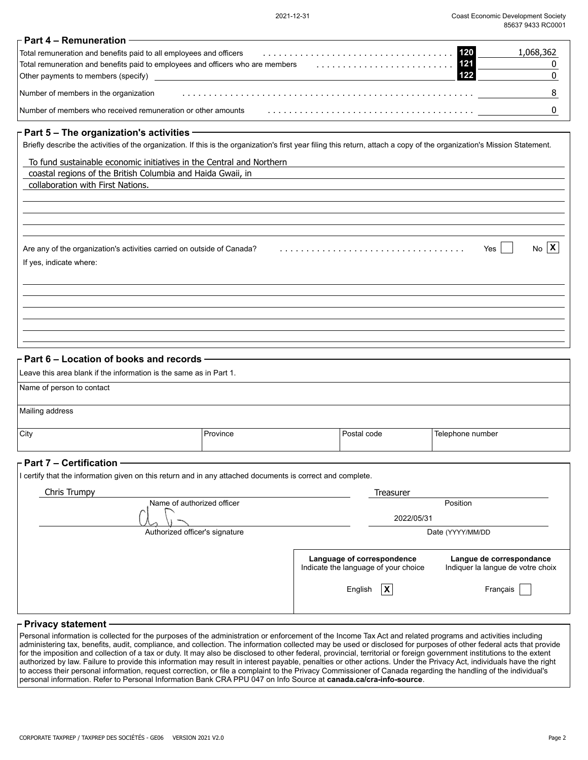## Part 4 – Remuneration

| | | |
|---|---|---|
| Total remuneration and benefits paid to all employees and officers | 120 | 1,068,362 |
| Total remuneration and benefits paid to employees and officers who are members | 121 | 0 |
| Other payments to members (specify) | 122 | 0 |
| Number of members in the organization | | 8 |
| Number of members who received remuneration or other amounts | | 0 |

## Part 5 – The organization's activities

Briefly describe the activities of the organization. If this is the organization's first year filing this return, attach a copy of the organization's Mission Statement.

To fund sustainable economic initiatives in the Central and Northern coastal regions of the British Columbia and Haida Gwaii, in collaboration with First Nations.

Are any of the organization's activities carried on outside of Canada? Yes [ ] No [X]

If yes, indicate where:

## Part 6 – Location of books and records

Leave this area blank if the information is the same as in Part 1.

Name of person to contact

Mailing address

| City | Province | Postal code | Telephone number |
|---|---|---|---|
| | | | |

## Part 7 – Certification

I certify that the information given on this return and in any attached documents is correct and complete.

| | |
|---|---|
| Chris Trumpy | Treasurer |
| Name of authorized officer | Position |
| [signature] | 2022/05/31 |
| Authorized officer's signature | Date (YYYY/MM/DD |

| Language of correspondence<br>Indicate the language of your choice | Langue de correspondance<br>Indiquer la langue de votre choix |
|---|---|
| English [X] | Français [ ] |

## Privacy statement

Personal information is collected for the purposes of the administration or enforcement of the Income Tax Act and related programs and activities including administering tax, benefits, audit, compliance, and collection. The information collected may be used or disclosed for purposes of other federal acts that provide for the imposition and collection of a tax or duty. It may also be disclosed to other federal, provincial, territorial or foreign government institutions to the extent authorized by law. Failure to provide this information may result in interest payable, penalties or other actions. Under the Privacy Act, individuals have the right to access their personal information, request correction, or file a complaint to the Privacy Commissioner of Canada regarding the handling of the individual's personal information. Refer to Personal Information Bank CRA PPU 047 on Info Source at **canada.ca/cra-info-source**.